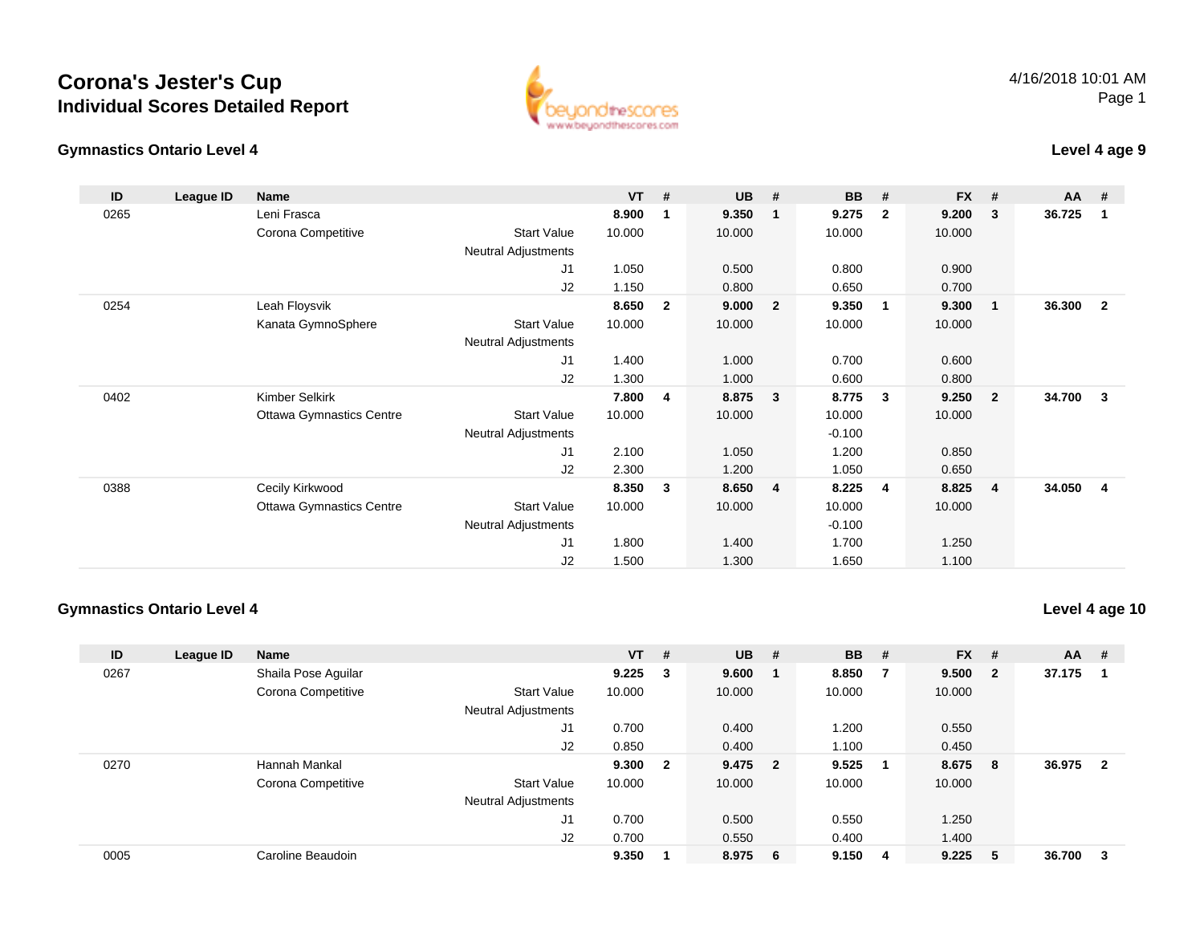# Corona's Jester's Cup
## Individual Scores Detailed Report

4/16/2018 10:01 AM

### Gymnastics Ontario Level 4

**Level 4 age 9**

| ID | League ID | Name | | VT | # | UB | # | BB | # | FX | # | AA | # |
|---|---|---|---|---|---|---|---|---|---|---|---|---|---|
| 0265 | | Leni Frasca | | **8.900** | **1** | **9.350** | **1** | **9.275** | **2** | **9.200** | **3** | **36.725** | **1** |
| | | Corona Competitive | Start Value | 10.000 | | 10.000 | | 10.000 | | 10.000 | | | |
| | | | Neutral Adjustments | | | | | | | | | | |
| | | | J1 | 1.050 | | 0.500 | | 0.800 | | 0.900 | | | |
| | | | J2 | 1.150 | | 0.800 | | 0.650 | | 0.700 | | | |
| 0254 | | Leah Floysvik | | **8.650** | **2** | **9.000** | **2** | **9.350** | **1** | **9.300** | **1** | **36.300** | **2** |
| | | Kanata GymnoSphere | Start Value | 10.000 | | 10.000 | | 10.000 | | 10.000 | | | |
| | | | Neutral Adjustments | | | | | | | | | | |
| | | | J1 | 1.400 | | 1.000 | | 0.700 | | 0.600 | | | |
| | | | J2 | 1.300 | | 1.000 | | 0.600 | | 0.800 | | | |
| 0402 | | Kimber Selkirk | | **7.800** | **4** | **8.875** | **3** | **8.775** | **3** | **9.250** | **2** | **34.700** | **3** |
| | | Ottawa Gymnastics Centre | Start Value | 10.000 | | 10.000 | | 10.000 | | 10.000 | | | |
| | | | Neutral Adjustments | | | | | -0.100 | | | | | |
| | | | J1 | 2.100 | | 1.050 | | 1.200 | | 0.850 | | | |
| | | | J2 | 2.300 | | 1.200 | | 1.050 | | 0.650 | | | |
| 0388 | | Cecily Kirkwood | | **8.350** | **3** | **8.650** | **4** | **8.225** | **4** | **8.825** | **4** | **34.050** | **4** |
| | | Ottawa Gymnastics Centre | Start Value | 10.000 | | 10.000 | | 10.000 | | 10.000 | | | |
| | | | Neutral Adjustments | | | | | -0.100 | | | | | |
| | | | J1 | 1.800 | | 1.400 | | 1.700 | | 1.250 | | | |
| | | | J2 | 1.500 | | 1.300 | | 1.650 | | 1.100 | | | |

### Gymnastics Ontario Level 4

**Level 4 age 10**

| ID | League ID | Name | | VT | # | UB | # | BB | # | FX | # | AA | # |
|---|---|---|---|---|---|---|---|---|---|---|---|---|---|
| 0267 | | Shaila Pose Aguilar | | **9.225** | **3** | **9.600** | **1** | **8.850** | **7** | **9.500** | **2** | **37.175** | **1** |
| | | Corona Competitive | Start Value | 10.000 | | 10.000 | | 10.000 | | 10.000 | | | |
| | | | Neutral Adjustments | | | | | | | | | | |
| | | | J1 | 0.700 | | 0.400 | | 1.200 | | 0.550 | | | |
| | | | J2 | 0.850 | | 0.400 | | 1.100 | | 0.450 | | | |
| 0270 | | Hannah Mankal | | **9.300** | **2** | **9.475** | **2** | **9.525** | **1** | **8.675** | **8** | **36.975** | **2** |
| | | Corona Competitive | Start Value | 10.000 | | 10.000 | | 10.000 | | 10.000 | | | |
| | | | Neutral Adjustments | | | | | | | | | | |
| | | | J1 | 0.700 | | 0.500 | | 0.550 | | 1.250 | | | |
| | | | J2 | 0.700 | | 0.550 | | 0.400 | | 1.400 | | | |
| 0005 | | Caroline Beaudoin | | **9.350** | **1** | **8.975** | **6** | **9.150** | **4** | **9.225** | **5** | **36.700** | **3** |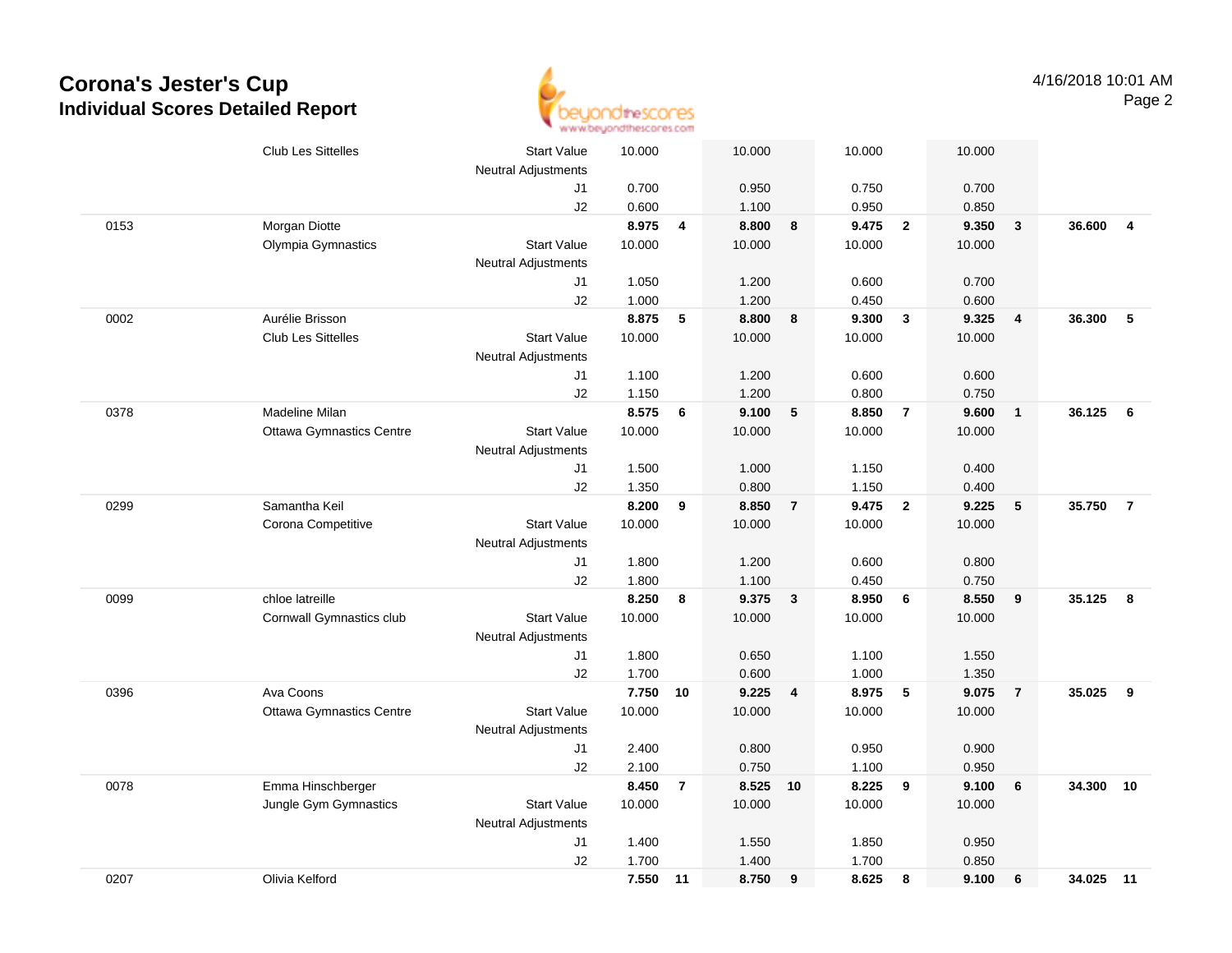# Corona's Jester's Cup
## Individual Scores Detailed Report

4/16/2018 10:01 AM

| # | Name / Club | | Vault | Rk | Bars | Rk | Beam | Rk | Floor | Rk | AA | Rk |
|---|---|---|---|---|---|---|---|---|---|---|---|---|
| | Club Les Sittelles | Start Value | 10.000 | | 10.000 | | 10.000 | | 10.000 | | | |
| | | Neutral Adjustments | | | | | | | | | | |
| | | J1 | 0.700 | | 0.950 | | 0.750 | | 0.700 | | | |
| | | J2 | 0.600 | | 1.100 | | 0.950 | | 0.850 | | | |
| 0153 | Morgan Diotte | | **8.975** | **4** | **8.800** | **8** | **9.475** | **2** | **9.350** | **3** | **36.600** | **4** |
| | Olympia Gymnastics | Start Value | 10.000 | | 10.000 | | 10.000 | | 10.000 | | | |
| | | Neutral Adjustments | | | | | | | | | | |
| | | J1 | 1.050 | | 1.200 | | 0.600 | | 0.700 | | | |
| | | J2 | 1.000 | | 1.200 | | 0.450 | | 0.600 | | | |
| 0002 | Aurélie Brisson | | **8.875** | **5** | **8.800** | **8** | **9.300** | **3** | **9.325** | **4** | **36.300** | **5** |
| | Club Les Sittelles | Start Value | 10.000 | | 10.000 | | 10.000 | | 10.000 | | | |
| | | Neutral Adjustments | | | | | | | | | | |
| | | J1 | 1.100 | | 1.200 | | 0.600 | | 0.600 | | | |
| | | J2 | 1.150 | | 1.200 | | 0.800 | | 0.750 | | | |
| 0378 | Madeline Milan | | **8.575** | **6** | **9.100** | **5** | **8.850** | **7** | **9.600** | **1** | **36.125** | **6** |
| | Ottawa Gymnastics Centre | Start Value | 10.000 | | 10.000 | | 10.000 | | 10.000 | | | |
| | | Neutral Adjustments | | | | | | | | | | |
| | | J1 | 1.500 | | 1.000 | | 1.150 | | 0.400 | | | |
| | | J2 | 1.350 | | 0.800 | | 1.150 | | 0.400 | | | |
| 0299 | Samantha Keil | | **8.200** | **9** | **8.850** | **7** | **9.475** | **2** | **9.225** | **5** | **35.750** | **7** |
| | Corona Competitive | Start Value | 10.000 | | 10.000 | | 10.000 | | 10.000 | | | |
| | | Neutral Adjustments | | | | | | | | | | |
| | | J1 | 1.800 | | 1.200 | | 0.600 | | 0.800 | | | |
| | | J2 | 1.800 | | 1.100 | | 0.450 | | 0.750 | | | |
| 0099 | chloe latreille | | **8.250** | **8** | **9.375** | **3** | **8.950** | **6** | **8.550** | **9** | **35.125** | **8** |
| | Cornwall Gymnastics club | Start Value | 10.000 | | 10.000 | | 10.000 | | 10.000 | | | |
| | | Neutral Adjustments | | | | | | | | | | |
| | | J1 | 1.800 | | 0.650 | | 1.100 | | 1.550 | | | |
| | | J2 | 1.700 | | 0.600 | | 1.000 | | 1.350 | | | |
| 0396 | Ava Coons | | **7.750** | **10** | **9.225** | **4** | **8.975** | **5** | **9.075** | **7** | **35.025** | **9** |
| | Ottawa Gymnastics Centre | Start Value | 10.000 | | 10.000 | | 10.000 | | 10.000 | | | |
| | | Neutral Adjustments | | | | | | | | | | |
| | | J1 | 2.400 | | 0.800 | | 0.950 | | 0.900 | | | |
| | | J2 | 2.100 | | 0.750 | | 1.100 | | 0.950 | | | |
| 0078 | Emma Hinschberger | | **8.450** | **7** | **8.525** | **10** | **8.225** | **9** | **9.100** | **6** | **34.300** | **10** |
| | Jungle Gym Gymnastics | Start Value | 10.000 | | 10.000 | | 10.000 | | 10.000 | | | |
| | | Neutral Adjustments | | | | | | | | | | |
| | | J1 | 1.400 | | 1.550 | | 1.850 | | 0.950 | | | |
| | | J2 | 1.700 | | 1.400 | | 1.700 | | 0.850 | | | |
| 0207 | Olivia Kelford | | **7.550** | **11** | **8.750** | **9** | **8.625** | **8** | **9.100** | **6** | **34.025** | **11** |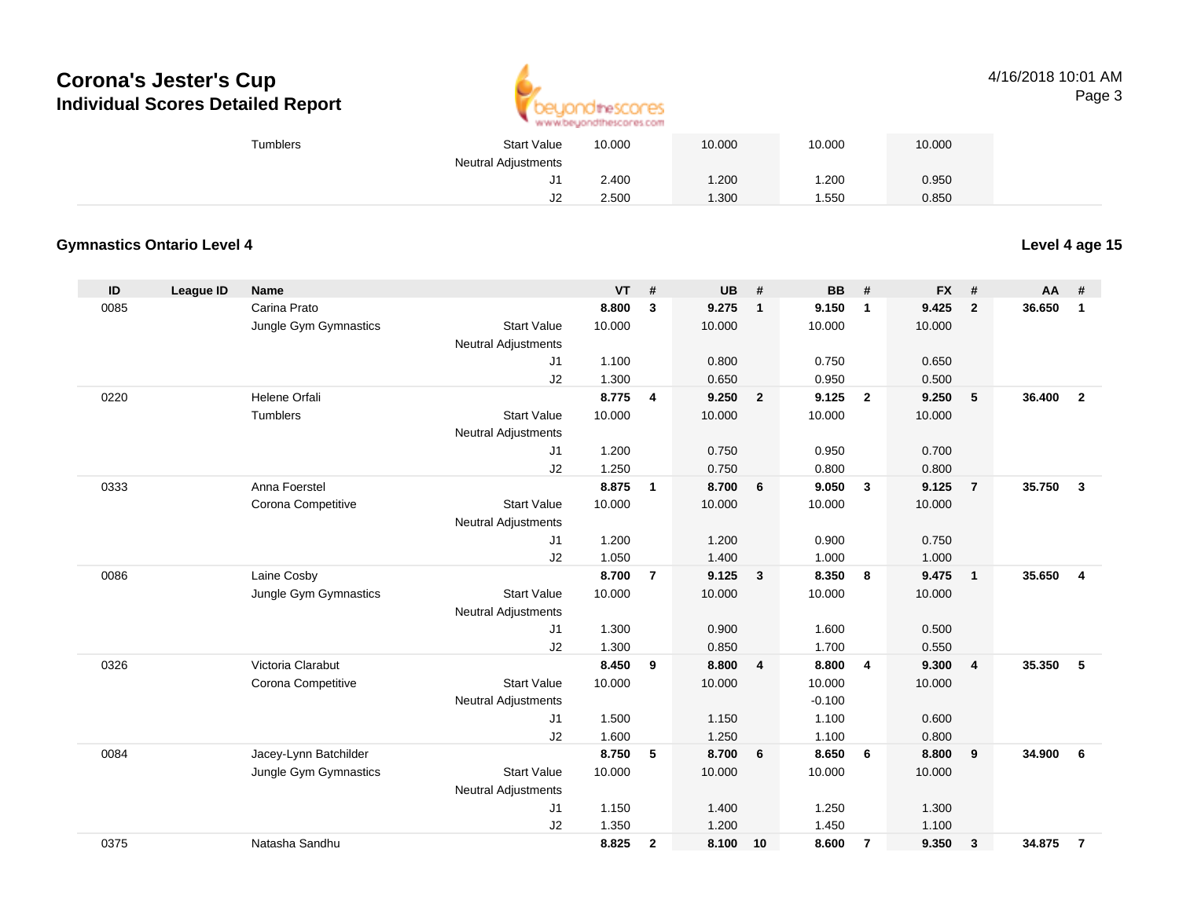# Corona's Jester's Cup
## Individual Scores Detailed Report

4/16/2018 10:01 AM

| | | Tumblers | | | | | | | | | | | |
|---|---|---|---|---|---|---|---|---|---|---|---|---|---|
| | | | Start Value | 10.000 | | 10.000 | | 10.000 | | 10.000 | | | |
| | | | Neutral Adjustments | | | | | | | | | | |
| | | | J1 | 2.400 | | 1.200 | | 1.200 | | 0.950 | | | |
| | | | J2 | 2.500 | | 1.300 | | 1.550 | | 0.850 | | | |

### Gymnastics Ontario Level 4

**Level 4 age 15**

| ID | League ID | Name | | VT | # | UB | # | BB | # | FX | # | AA | # |
|---|---|---|---|---|---|---|---|---|---|---|---|---|---|
| 0085 | | Carina Prato | | **8.800** | **3** | **9.275** | **1** | **9.150** | **1** | **9.425** | **2** | **36.650** | **1** |
| | | Jungle Gym Gymnastics | Start Value | 10.000 | | 10.000 | | 10.000 | | 10.000 | | | |
| | | | Neutral Adjustments | | | | | | | | | | |
| | | | J1 | 1.100 | | 0.800 | | 0.750 | | 0.650 | | | |
| | | | J2 | 1.300 | | 0.650 | | 0.950 | | 0.500 | | | |
| 0220 | | Helene Orfali | | **8.775** | **4** | **9.250** | **2** | **9.125** | **2** | **9.250** | **5** | **36.400** | **2** |
| | | Tumblers | Start Value | 10.000 | | 10.000 | | 10.000 | | 10.000 | | | |
| | | | Neutral Adjustments | | | | | | | | | | |
| | | | J1 | 1.200 | | 0.750 | | 0.950 | | 0.700 | | | |
| | | | J2 | 1.250 | | 0.750 | | 0.800 | | 0.800 | | | |
| 0333 | | Anna Foerstel | | **8.875** | **1** | **8.700** | **6** | **9.050** | **3** | **9.125** | **7** | **35.750** | **3** |
| | | Corona Competitive | Start Value | 10.000 | | 10.000 | | 10.000 | | 10.000 | | | |
| | | | Neutral Adjustments | | | | | | | | | | |
| | | | J1 | 1.200 | | 1.200 | | 0.900 | | 0.750 | | | |
| | | | J2 | 1.050 | | 1.400 | | 1.000 | | 1.000 | | | |
| 0086 | | Laine Cosby | | **8.700** | **7** | **9.125** | **3** | **8.350** | **8** | **9.475** | **1** | **35.650** | **4** |
| | | Jungle Gym Gymnastics | Start Value | 10.000 | | 10.000 | | 10.000 | | 10.000 | | | |
| | | | Neutral Adjustments | | | | | | | | | | |
| | | | J1 | 1.300 | | 0.900 | | 1.600 | | 0.500 | | | |
| | | | J2 | 1.300 | | 0.850 | | 1.700 | | 0.550 | | | |
| 0326 | | Victoria Clarabut | | **8.450** | **9** | **8.800** | **4** | **8.800** | **4** | **9.300** | **4** | **35.350** | **5** |
| | | Corona Competitive | Start Value | 10.000 | | 10.000 | | 10.000 | | 10.000 | | | |
| | | | Neutral Adjustments | | | | | -0.100 | | | | | |
| | | | J1 | 1.500 | | 1.150 | | 1.100 | | 0.600 | | | |
| | | | J2 | 1.600 | | 1.250 | | 1.100 | | 0.800 | | | |
| 0084 | | Jacey-Lynn Batchilder | | **8.750** | **5** | **8.700** | **6** | **8.650** | **6** | **8.800** | **9** | **34.900** | **6** |
| | | Jungle Gym Gymnastics | Start Value | 10.000 | | 10.000 | | 10.000 | | 10.000 | | | |
| | | | Neutral Adjustments | | | | | | | | | | |
| | | | J1 | 1.150 | | 1.400 | | 1.250 | | 1.300 | | | |
| | | | J2 | 1.350 | | 1.200 | | 1.450 | | 1.100 | | | |
| 0375 | | Natasha Sandhu | | **8.825** | **2** | **8.100** | **10** | **8.600** | **7** | **9.350** | **3** | **34.875** | **7** |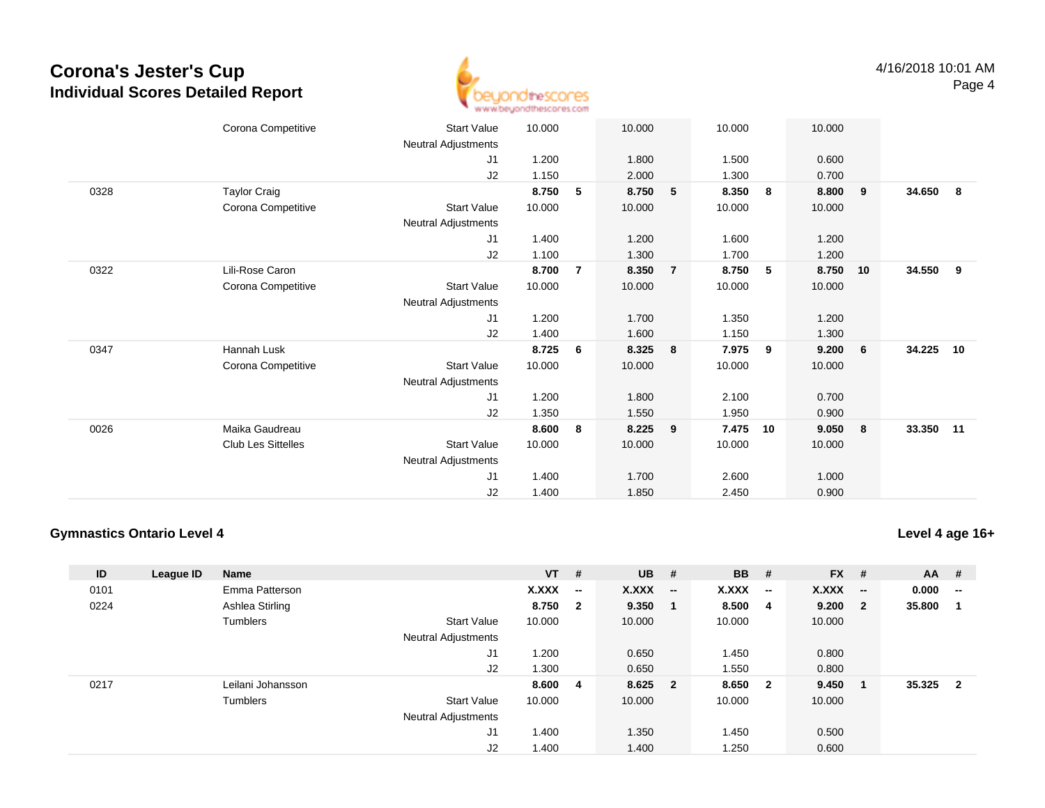# Corona's Jester's Cup
## Individual Scores Detailed Report

| ID | League ID | Name | | VT | # | UB | # | BB | # | FX | # | AA | # |
|---|---|---|---|---|---|---|---|---|---|---|---|---|---|
| | | Corona Competitive | Start Value | 10.000 | | 10.000 | | 10.000 | | 10.000 | | | |
| | | | Neutral Adjustments | | | | | | | | | | |
| | | | J1 | 1.200 | | 1.800 | | 1.500 | | 0.600 | | | |
| | | | J2 | 1.150 | | 2.000 | | 1.300 | | 0.700 | | | |
| 0328 | | Taylor Craig | | **8.750** | **5** | **8.750** | **5** | **8.350** | **8** | **8.800** | **9** | **34.650** | **8** |
| | | Corona Competitive | Start Value | 10.000 | | 10.000 | | 10.000 | | 10.000 | | | |
| | | | Neutral Adjustments | | | | | | | | | | |
| | | | J1 | 1.400 | | 1.200 | | 1.600 | | 1.200 | | | |
| | | | J2 | 1.100 | | 1.300 | | 1.700 | | 1.200 | | | |
| 0322 | | Lili-Rose Caron | | **8.700** | **7** | **8.350** | **7** | **8.750** | **5** | **8.750** | **10** | **34.550** | **9** |
| | | Corona Competitive | Start Value | 10.000 | | 10.000 | | 10.000 | | 10.000 | | | |
| | | | Neutral Adjustments | | | | | | | | | | |
| | | | J1 | 1.200 | | 1.700 | | 1.350 | | 1.200 | | | |
| | | | J2 | 1.400 | | 1.600 | | 1.150 | | 1.300 | | | |
| 0347 | | Hannah Lusk | | **8.725** | **6** | **8.325** | **8** | **7.975** | **9** | **9.200** | **6** | **34.225** | **10** |
| | | Corona Competitive | Start Value | 10.000 | | 10.000 | | 10.000 | | 10.000 | | | |
| | | | Neutral Adjustments | | | | | | | | | | |
| | | | J1 | 1.200 | | 1.800 | | 2.100 | | 0.700 | | | |
| | | | J2 | 1.350 | | 1.550 | | 1.950 | | 0.900 | | | |
| 0026 | | Maika Gaudreau | | **8.600** | **8** | **8.225** | **9** | **7.475** | **10** | **9.050** | **8** | **33.350** | **11** |
| | | Club Les Sittelles | Start Value | 10.000 | | 10.000 | | 10.000 | | 10.000 | | | |
| | | | Neutral Adjustments | | | | | | | | | | |
| | | | J1 | 1.400 | | 1.700 | | 2.600 | | 1.000 | | | |
| | | | J2 | 1.400 | | 1.850 | | 2.450 | | 0.900 | | | |

### Gymnastics Ontario Level 4

**Level 4 age 16+**

| ID | League ID | Name | | VT | # | UB | # | BB | # | FX | # | AA | # |
|---|---|---|---|---|---|---|---|---|---|---|---|---|---|
| 0101 | | Emma Patterson | | **X.XXX** | **--** | **X.XXX** | **--** | **X.XXX** | **--** | **X.XXX** | **--** | **0.000** | **--** |
| 0224 | | Ashlea Stirling | | **8.750** | **2** | **9.350** | **1** | **8.500** | **4** | **9.200** | **2** | **35.800** | **1** |
| | | Tumblers | Start Value | 10.000 | | 10.000 | | 10.000 | | 10.000 | | | |
| | | | Neutral Adjustments | | | | | | | | | | |
| | | | J1 | 1.200 | | 0.650 | | 1.450 | | 0.800 | | | |
| | | | J2 | 1.300 | | 0.650 | | 1.550 | | 0.800 | | | |
| 0217 | | Leilani Johansson | | **8.600** | **4** | **8.625** | **2** | **8.650** | **2** | **9.450** | **1** | **35.325** | **2** |
| | | Tumblers | Start Value | 10.000 | | 10.000 | | 10.000 | | 10.000 | | | |
| | | | Neutral Adjustments | | | | | | | | | | |
| | | | J1 | 1.400 | | 1.350 | | 1.450 | | 0.500 | | | |
| | | | J2 | 1.400 | | 1.400 | | 1.250 | | 0.600 | | | |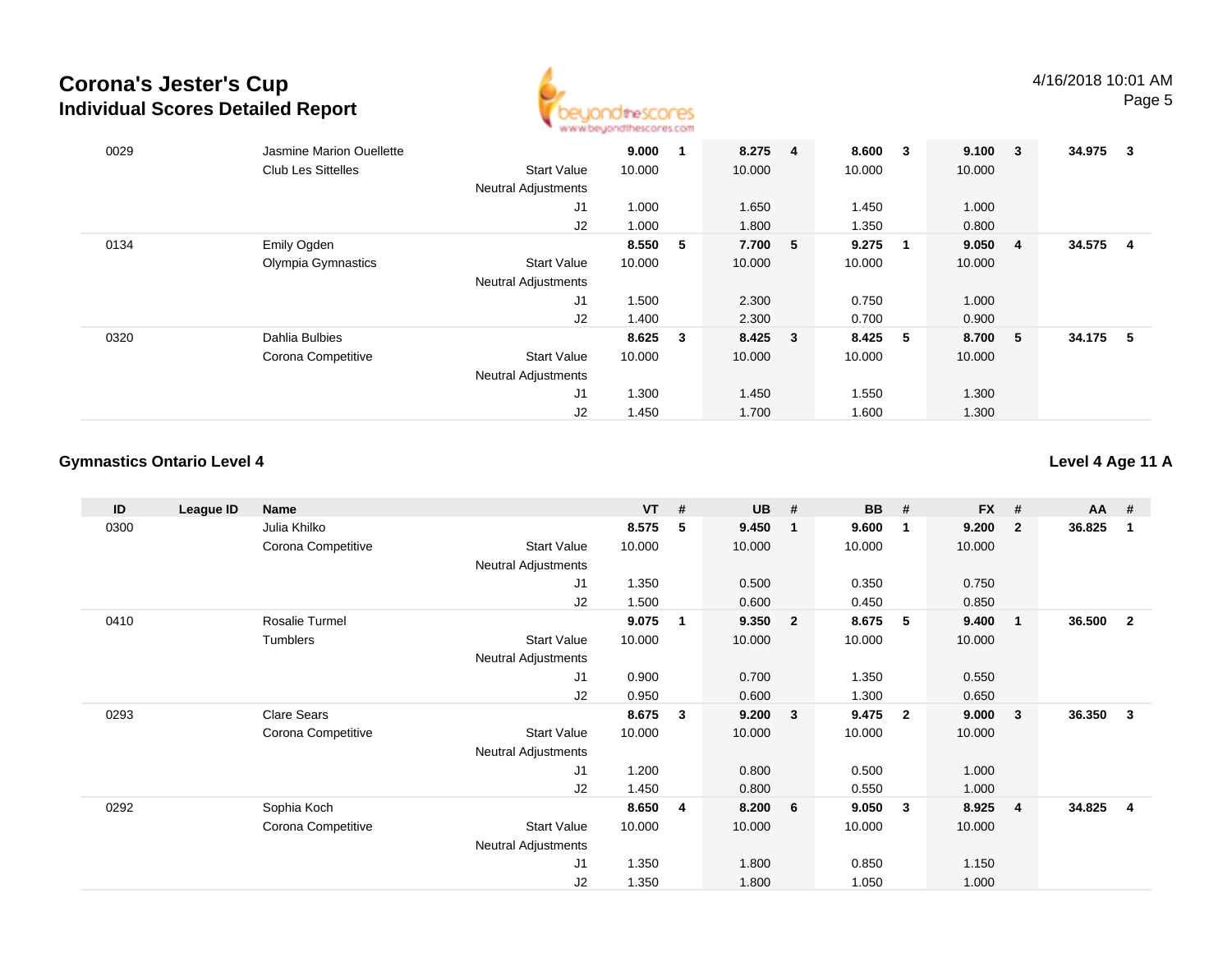# Corona's Jester's Cup
## Individual Scores Detailed Report

| ID | League ID | Name | | VT | # | UB | # | BB | # | FX | # | AA | # |
|---|---|---|---|---|---|---|---|---|---|---|---|---|---|
| 0029 | | Jasmine Marion Ouellette | | **9.000** | **1** | **8.275** | **4** | **8.600** | **3** | **9.100** | **3** | **34.975** | **3** |
| | | Club Les Sittelles | Start Value | 10.000 | | 10.000 | | 10.000 | | 10.000 | | | |
| | | | Neutral Adjustments | | | | | | | | | | |
| | | | J1 | 1.000 | | 1.650 | | 1.450 | | 1.000 | | | |
| | | | J2 | 1.000 | | 1.800 | | 1.350 | | 0.800 | | | |
| 0134 | | Emily Ogden | | **8.550** | **5** | **7.700** | **5** | **9.275** | **1** | **9.050** | **4** | **34.575** | **4** |
| | | Olympia Gymnastics | Start Value | 10.000 | | 10.000 | | 10.000 | | 10.000 | | | |
| | | | Neutral Adjustments | | | | | | | | | | |
| | | | J1 | 1.500 | | 2.300 | | 0.750 | | 1.000 | | | |
| | | | J2 | 1.400 | | 2.300 | | 0.700 | | 0.900 | | | |
| 0320 | | Dahlia Bulbies | | **8.625** | **3** | **8.425** | **3** | **8.425** | **5** | **8.700** | **5** | **34.175** | **5** |
| | | Corona Competitive | Start Value | 10.000 | | 10.000 | | 10.000 | | 10.000 | | | |
| | | | Neutral Adjustments | | | | | | | | | | |
| | | | J1 | 1.300 | | 1.450 | | 1.550 | | 1.300 | | | |
| | | | J2 | 1.450 | | 1.700 | | 1.600 | | 1.300 | | | |

### Gymnastics Ontario Level 4

**Level 4 Age 11 A**

| ID | League ID | Name | | VT | # | UB | # | BB | # | FX | # | AA | # |
|---|---|---|---|---|---|---|---|---|---|---|---|---|---|
| 0300 | | Julia Khilko | | **8.575** | **5** | **9.450** | **1** | **9.600** | **1** | **9.200** | **2** | **36.825** | **1** |
| | | Corona Competitive | Start Value | 10.000 | | 10.000 | | 10.000 | | 10.000 | | | |
| | | | Neutral Adjustments | | | | | | | | | | |
| | | | J1 | 1.350 | | 0.500 | | 0.350 | | 0.750 | | | |
| | | | J2 | 1.500 | | 0.600 | | 0.450 | | 0.850 | | | |
| 0410 | | Rosalie Turmel | | **9.075** | **1** | **9.350** | **2** | **8.675** | **5** | **9.400** | **1** | **36.500** | **2** |
| | | Tumblers | Start Value | 10.000 | | 10.000 | | 10.000 | | 10.000 | | | |
| | | | Neutral Adjustments | | | | | | | | | | |
| | | | J1 | 0.900 | | 0.700 | | 1.350 | | 0.550 | | | |
| | | | J2 | 0.950 | | 0.600 | | 1.300 | | 0.650 | | | |
| 0293 | | Clare Sears | | **8.675** | **3** | **9.200** | **3** | **9.475** | **2** | **9.000** | **3** | **36.350** | **3** |
| | | Corona Competitive | Start Value | 10.000 | | 10.000 | | 10.000 | | 10.000 | | | |
| | | | Neutral Adjustments | | | | | | | | | | |
| | | | J1 | 1.200 | | 0.800 | | 0.500 | | 1.000 | | | |
| | | | J2 | 1.450 | | 0.800 | | 0.550 | | 1.000 | | | |
| 0292 | | Sophia Koch | | **8.650** | **4** | **8.200** | **6** | **9.050** | **3** | **8.925** | **4** | **34.825** | **4** |
| | | Corona Competitive | Start Value | 10.000 | | 10.000 | | 10.000 | | 10.000 | | | |
| | | | Neutral Adjustments | | | | | | | | | | |
| | | | J1 | 1.350 | | 1.800 | | 0.850 | | 1.150 | | | |
| | | | J2 | 1.350 | | 1.800 | | 1.050 | | 1.000 | | | |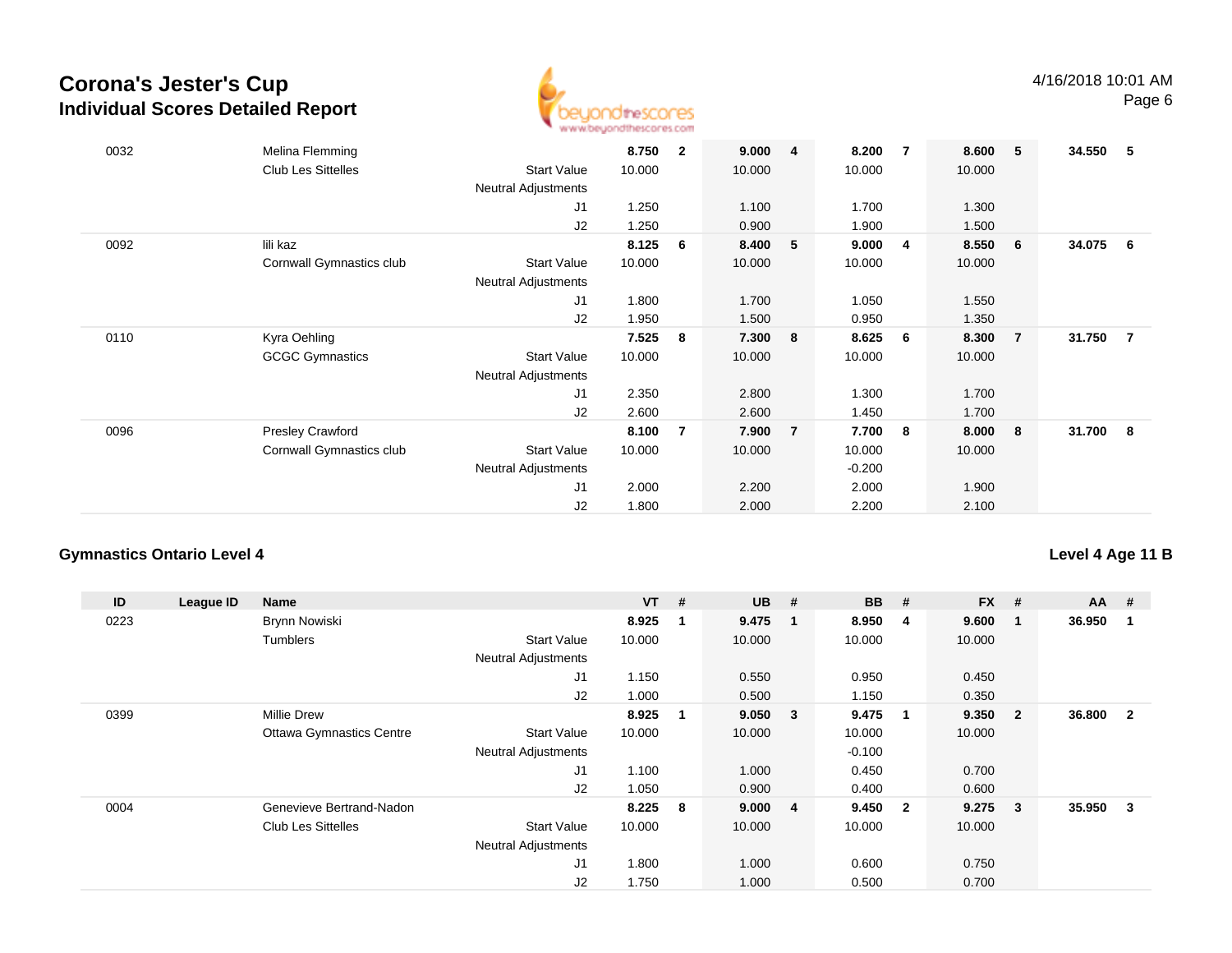# Corona's Jester's Cup
## Individual Scores Detailed Report

| ID | League ID | Name | | VT | # | UB | # | BB | # | FX | # | AA | # |
|---|---|---|---|---|---|---|---|---|---|---|---|---|---|
| 0032 | | Melina Flemming | | **8.750** | **2** | **9.000** | **4** | **8.200** | **7** | **8.600** | **5** | **34.550** | **5** |
| | | Club Les Sittelles | Start Value | 10.000 | | 10.000 | | 10.000 | | 10.000 | | | |
| | | | Neutral Adjustments | | | | | | | | | | |
| | | | J1 | 1.250 | | 1.100 | | 1.700 | | 1.300 | | | |
| | | | J2 | 1.250 | | 0.900 | | 1.900 | | 1.500 | | | |
| 0092 | | lili kaz | | **8.125** | **6** | **8.400** | **5** | **9.000** | **4** | **8.550** | **6** | **34.075** | **6** |
| | | Cornwall Gymnastics club | Start Value | 10.000 | | 10.000 | | 10.000 | | 10.000 | | | |
| | | | Neutral Adjustments | | | | | | | | | | |
| | | | J1 | 1.800 | | 1.700 | | 1.050 | | 1.550 | | | |
| | | | J2 | 1.950 | | 1.500 | | 0.950 | | 1.350 | | | |
| 0110 | | Kyra Oehling | | **7.525** | **8** | **7.300** | **8** | **8.625** | **6** | **8.300** | **7** | **31.750** | **7** |
| | | GCGC Gymnastics | Start Value | 10.000 | | 10.000 | | 10.000 | | 10.000 | | | |
| | | | Neutral Adjustments | | | | | | | | | | |
| | | | J1 | 2.350 | | 2.800 | | 1.300 | | 1.700 | | | |
| | | | J2 | 2.600 | | 2.600 | | 1.450 | | 1.700 | | | |
| 0096 | | Presley Crawford | | **8.100** | **7** | **7.900** | **7** | **7.700** | **8** | **8.000** | **8** | **31.700** | **8** |
| | | Cornwall Gymnastics club | Start Value | 10.000 | | 10.000 | | 10.000 | | 10.000 | | | |
| | | | Neutral Adjustments | | | | | -0.200 | | | | | |
| | | | J1 | 2.000 | | 2.200 | | 2.000 | | 1.900 | | | |
| | | | J2 | 1.800 | | 2.000 | | 2.200 | | 2.100 | | | |

### Gymnastics Ontario Level 4

**Level 4 Age 11 B**

| ID | League ID | Name | | VT | # | UB | # | BB | # | FX | # | AA | # |
|---|---|---|---|---|---|---|---|---|---|---|---|---|---|
| 0223 | | Brynn Nowiski | | **8.925** | **1** | **9.475** | **1** | **8.950** | **4** | **9.600** | **1** | **36.950** | **1** |
| | | Tumblers | Start Value | 10.000 | | 10.000 | | 10.000 | | 10.000 | | | |
| | | | Neutral Adjustments | | | | | | | | | | |
| | | | J1 | 1.150 | | 0.550 | | 0.950 | | 0.450 | | | |
| | | | J2 | 1.000 | | 0.500 | | 1.150 | | 0.350 | | | |
| 0399 | | Millie Drew | | **8.925** | **1** | **9.050** | **3** | **9.475** | **1** | **9.350** | **2** | **36.800** | **2** |
| | | Ottawa Gymnastics Centre | Start Value | 10.000 | | 10.000 | | 10.000 | | 10.000 | | | |
| | | | Neutral Adjustments | | | | | -0.100 | | | | | |
| | | | J1 | 1.100 | | 1.000 | | 0.450 | | 0.700 | | | |
| | | | J2 | 1.050 | | 0.900 | | 0.400 | | 0.600 | | | |
| 0004 | | Genevieve Bertrand-Nadon | | **8.225** | **8** | **9.000** | **4** | **9.450** | **2** | **9.275** | **3** | **35.950** | **3** |
| | | Club Les Sittelles | Start Value | 10.000 | | 10.000 | | 10.000 | | 10.000 | | | |
| | | | Neutral Adjustments | | | | | | | | | | |
| | | | J1 | 1.800 | | 1.000 | | 0.600 | | 0.750 | | | |
| | | | J2 | 1.750 | | 1.000 | | 0.500 | | 0.700 | | | |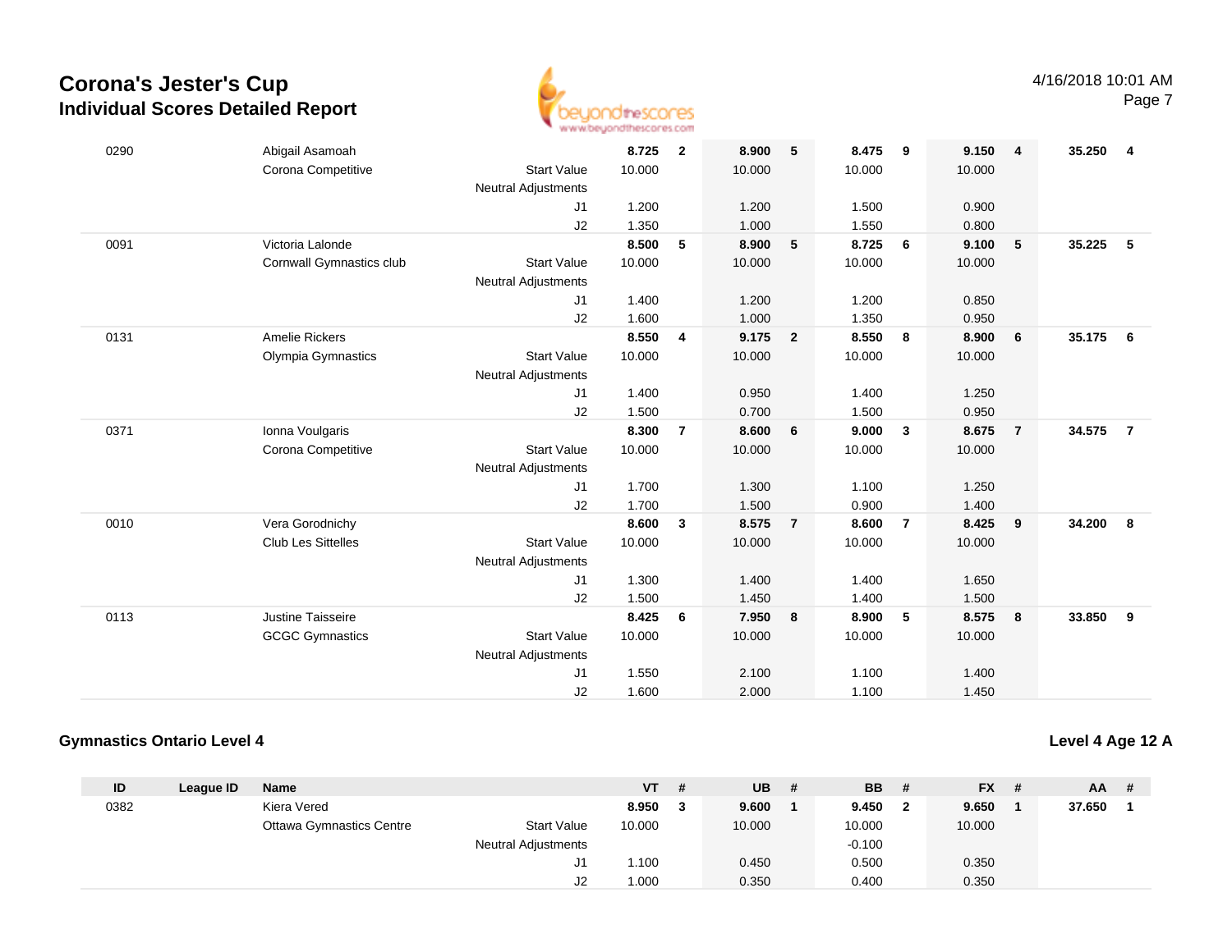# Corona's Jester's Cup
## Individual Scores Detailed Report

| ID | League ID | Name | | VT | # | UB | # | BB | # | FX | # | AA | # |
|---|---|---|---|---|---|---|---|---|---|---|---|---|---|
| 0290 | | Abigail Asamoah | | **8.725** | **2** | **8.900** | **5** | **8.475** | **9** | **9.150** | **4** | **35.250** | **4** |
| | | Corona Competitive | Start Value | 10.000 | | 10.000 | | 10.000 | | 10.000 | | | |
| | | | Neutral Adjustments | | | | | | | | | | |
| | | | J1 | 1.200 | | 1.200 | | 1.500 | | 0.900 | | | |
| | | | J2 | 1.350 | | 1.000 | | 1.550 | | 0.800 | | | |
| 0091 | | Victoria Lalonde | | **8.500** | **5** | **8.900** | **5** | **8.725** | **6** | **9.100** | **5** | **35.225** | **5** |
| | | Cornwall Gymnastics club | Start Value | 10.000 | | 10.000 | | 10.000 | | 10.000 | | | |
| | | | Neutral Adjustments | | | | | | | | | | |
| | | | J1 | 1.400 | | 1.200 | | 1.200 | | 0.850 | | | |
| | | | J2 | 1.600 | | 1.000 | | 1.350 | | 0.950 | | | |
| 0131 | | Amelie Rickers | | **8.550** | **4** | **9.175** | **2** | **8.550** | **8** | **8.900** | **6** | **35.175** | **6** |
| | | Olympia Gymnastics | Start Value | 10.000 | | 10.000 | | 10.000 | | 10.000 | | | |
| | | | Neutral Adjustments | | | | | | | | | | |
| | | | J1 | 1.400 | | 0.950 | | 1.400 | | 1.250 | | | |
| | | | J2 | 1.500 | | 0.700 | | 1.500 | | 0.950 | | | |
| 0371 | | Ionna Voulgaris | | **8.300** | **7** | **8.600** | **6** | **9.000** | **3** | **8.675** | **7** | **34.575** | **7** |
| | | Corona Competitive | Start Value | 10.000 | | 10.000 | | 10.000 | | 10.000 | | | |
| | | | Neutral Adjustments | | | | | | | | | | |
| | | | J1 | 1.700 | | 1.300 | | 1.100 | | 1.250 | | | |
| | | | J2 | 1.700 | | 1.500 | | 0.900 | | 1.400 | | | |
| 0010 | | Vera Gorodnichy | | **8.600** | **3** | **8.575** | **7** | **8.600** | **7** | **8.425** | **9** | **34.200** | **8** |
| | | Club Les Sittelles | Start Value | 10.000 | | 10.000 | | 10.000 | | 10.000 | | | |
| | | | Neutral Adjustments | | | | | | | | | | |
| | | | J1 | 1.300 | | 1.400 | | 1.400 | | 1.650 | | | |
| | | | J2 | 1.500 | | 1.450 | | 1.400 | | 1.500 | | | |
| 0113 | | Justine Taisseire | | **8.425** | **6** | **7.950** | **8** | **8.900** | **5** | **8.575** | **8** | **33.850** | **9** |
| | | GCGC Gymnastics | Start Value | 10.000 | | 10.000 | | 10.000 | | 10.000 | | | |
| | | | Neutral Adjustments | | | | | | | | | | |
| | | | J1 | 1.550 | | 2.100 | | 1.100 | | 1.400 | | | |
| | | | J2 | 1.600 | | 2.000 | | 1.100 | | 1.450 | | | |

### Gymnastics Ontario Level 4

### Level 4 Age 12 A

| ID | League ID | Name | | VT | # | UB | # | BB | # | FX | # | AA | # |
|---|---|---|---|---|---|---|---|---|---|---|---|---|---|
| 0382 | | Kiera Vered | | **8.950** | **3** | **9.600** | **1** | **9.450** | **2** | **9.650** | **1** | **37.650** | **1** |
| | | Ottawa Gymnastics Centre | Start Value | 10.000 | | 10.000 | | 10.000 | | 10.000 | | | |
| | | | Neutral Adjustments | | | | | -0.100 | | | | | |
| | | | J1 | 1.100 | | 0.450 | | 0.500 | | 0.350 | | | |
| | | | J2 | 1.000 | | 0.350 | | 0.400 | | 0.350 | | | |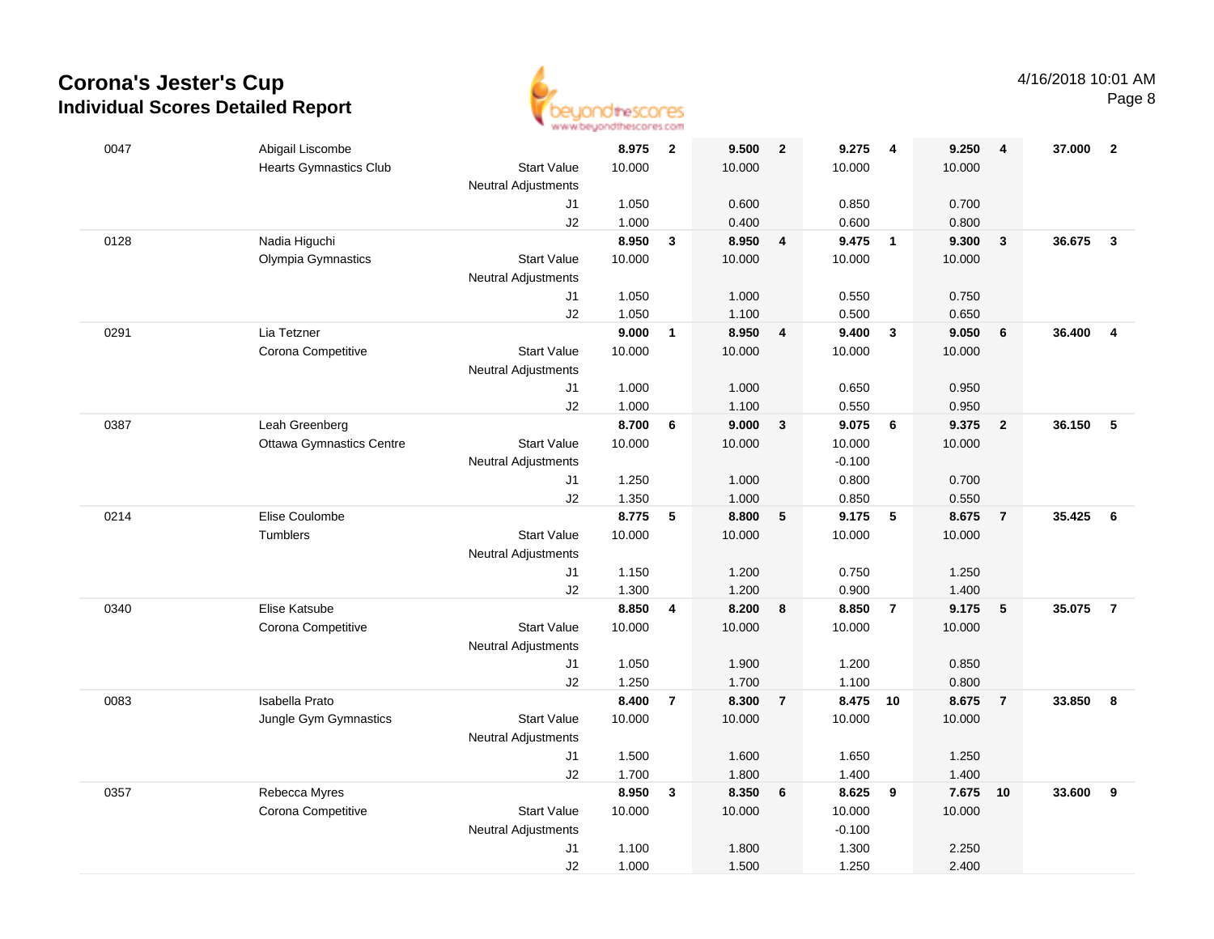# Corona's Jester's Cup
## Individual Scores Detailed Report

4/16/2018 10:01 AM

| | | | | | | | | | | | | |
|---|---|---|---|---|---|---|---|---|---|---|---|---|
| 0047 | Abigail Liscombe | | **8.975** | **2** | **9.500** | **2** | **9.275** | **4** | **9.250** | **4** | **37.000** | **2** |
| | Hearts Gymnastics Club | Start Value | 10.000 | | 10.000 | | 10.000 | | 10.000 | | | |
| | | Neutral Adjustments | | | | | | | | | | |
| | | J1 | 1.050 | | 0.600 | | 0.850 | | 0.700 | | | |
| | | J2 | 1.000 | | 0.400 | | 0.600 | | 0.800 | | | |
| 0128 | Nadia Higuchi | | **8.950** | **3** | **8.950** | **4** | **9.475** | **1** | **9.300** | **3** | **36.675** | **3** |
| | Olympia Gymnastics | Start Value | 10.000 | | 10.000 | | 10.000 | | 10.000 | | | |
| | | Neutral Adjustments | | | | | | | | | | |
| | | J1 | 1.050 | | 1.000 | | 0.550 | | 0.750 | | | |
| | | J2 | 1.050 | | 1.100 | | 0.500 | | 0.650 | | | |
| 0291 | Lia Tetzner | | **9.000** | **1** | **8.950** | **4** | **9.400** | **3** | **9.050** | **6** | **36.400** | **4** |
| | Corona Competitive | Start Value | 10.000 | | 10.000 | | 10.000 | | 10.000 | | | |
| | | Neutral Adjustments | | | | | | | | | | |
| | | J1 | 1.000 | | 1.000 | | 0.650 | | 0.950 | | | |
| | | J2 | 1.000 | | 1.100 | | 0.550 | | 0.950 | | | |
| 0387 | Leah Greenberg | | **8.700** | **6** | **9.000** | **3** | **9.075** | **6** | **9.375** | **2** | **36.150** | **5** |
| | Ottawa Gymnastics Centre | Start Value | 10.000 | | 10.000 | | 10.000 | | 10.000 | | | |
| | | Neutral Adjustments | | | | | -0.100 | | | | | |
| | | J1 | 1.250 | | 1.000 | | 0.800 | | 0.700 | | | |
| | | J2 | 1.350 | | 1.000 | | 0.850 | | 0.550 | | | |
| 0214 | Elise Coulombe | | **8.775** | **5** | **8.800** | **5** | **9.175** | **5** | **8.675** | **7** | **35.425** | **6** |
| | Tumblers | Start Value | 10.000 | | 10.000 | | 10.000 | | 10.000 | | | |
| | | Neutral Adjustments | | | | | | | | | | |
| | | J1 | 1.150 | | 1.200 | | 0.750 | | 1.250 | | | |
| | | J2 | 1.300 | | 1.200 | | 0.900 | | 1.400 | | | |
| 0340 | Elise Katsube | | **8.850** | **4** | **8.200** | **8** | **8.850** | **7** | **9.175** | **5** | **35.075** | **7** |
| | Corona Competitive | Start Value | 10.000 | | 10.000 | | 10.000 | | 10.000 | | | |
| | | Neutral Adjustments | | | | | | | | | | |
| | | J1 | 1.050 | | 1.900 | | 1.200 | | 0.850 | | | |
| | | J2 | 1.250 | | 1.700 | | 1.100 | | 0.800 | | | |
| 0083 | Isabella Prato | | **8.400** | **7** | **8.300** | **7** | **8.475** | **10** | **8.675** | **7** | **33.850** | **8** |
| | Jungle Gym Gymnastics | Start Value | 10.000 | | 10.000 | | 10.000 | | 10.000 | | | |
| | | Neutral Adjustments | | | | | | | | | | |
| | | J1 | 1.500 | | 1.600 | | 1.650 | | 1.250 | | | |
| | | J2 | 1.700 | | 1.800 | | 1.400 | | 1.400 | | | |
| 0357 | Rebecca Myres | | **8.950** | **3** | **8.350** | **6** | **8.625** | **9** | **7.675** | **10** | **33.600** | **9** |
| | Corona Competitive | Start Value | 10.000 | | 10.000 | | 10.000 | | 10.000 | | | |
| | | Neutral Adjustments | | | | | -0.100 | | | | | |
| | | J1 | 1.100 | | 1.800 | | 1.300 | | 2.250 | | | |
| | | J2 | 1.000 | | 1.500 | | 1.250 | | 2.400 | | | |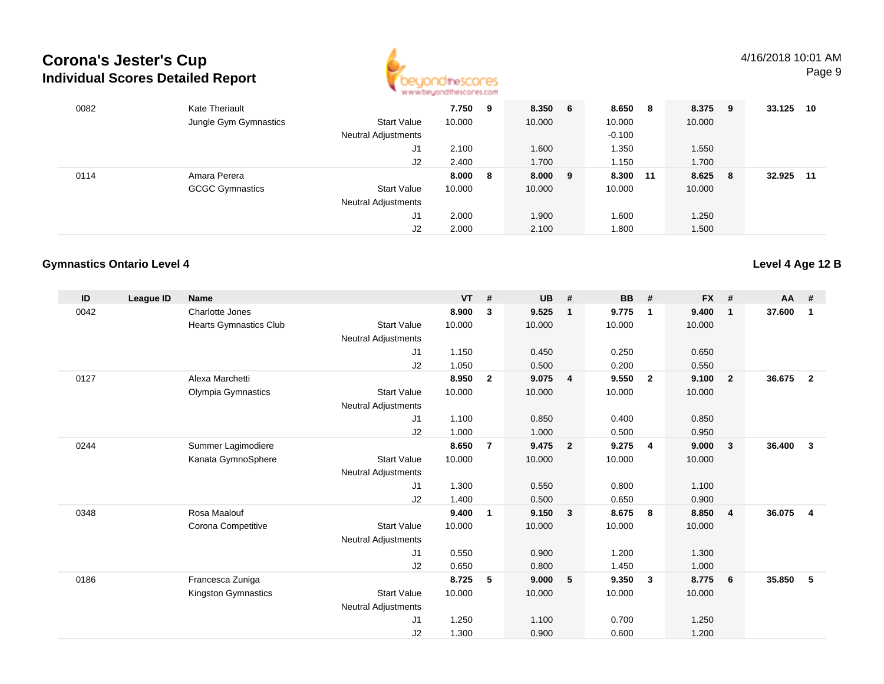# Corona's Jester's Cup
## Individual Scores Detailed Report

| ID | League ID | Name | | VT | # | UB | # | BB | # | FX | # | AA | # |
|---|---|---|---|---|---|---|---|---|---|---|---|---|---|
| 0082 | | Kate Theriault | | **7.750** | **9** | **8.350** | **6** | **8.650** | **8** | **8.375** | **9** | **33.125** | **10** |
| | | Jungle Gym Gymnastics | Start Value | 10.000 | | 10.000 | | 10.000 | | 10.000 | | | |
| | | | Neutral Adjustments | | | | | -0.100 | | | | | |
| | | | J1 | 2.100 | | 1.600 | | 1.350 | | 1.550 | | | |
| | | | J2 | 2.400 | | 1.700 | | 1.150 | | 1.700 | | | |
| 0114 | | Amara Perera | | **8.000** | **8** | **8.000** | **9** | **8.300** | **11** | **8.625** | **8** | **32.925** | **11** |
| | | GCGC Gymnastics | Start Value | 10.000 | | 10.000 | | 10.000 | | 10.000 | | | |
| | | | Neutral Adjustments | | | | | | | | | | |
| | | | J1 | 2.000 | | 1.900 | | 1.600 | | 1.250 | | | |
| | | | J2 | 2.000 | | 2.100 | | 1.800 | | 1.500 | | | |

### Gymnastics Ontario Level 4

### Level 4 Age 12 B

| ID | League ID | Name | | VT | # | UB | # | BB | # | FX | # | AA | # |
|---|---|---|---|---|---|---|---|---|---|---|---|---|---|
| 0042 | | Charlotte Jones | | **8.900** | **3** | **9.525** | **1** | **9.775** | **1** | **9.400** | **1** | **37.600** | **1** |
| | | Hearts Gymnastics Club | Start Value | 10.000 | | 10.000 | | 10.000 | | 10.000 | | | |
| | | | Neutral Adjustments | | | | | | | | | | |
| | | | J1 | 1.150 | | 0.450 | | 0.250 | | 0.650 | | | |
| | | | J2 | 1.050 | | 0.500 | | 0.200 | | 0.550 | | | |
| 0127 | | Alexa Marchetti | | **8.950** | **2** | **9.075** | **4** | **9.550** | **2** | **9.100** | **2** | **36.675** | **2** |
| | | Olympia Gymnastics | Start Value | 10.000 | | 10.000 | | 10.000 | | 10.000 | | | |
| | | | Neutral Adjustments | | | | | | | | | | |
| | | | J1 | 1.100 | | 0.850 | | 0.400 | | 0.850 | | | |
| | | | J2 | 1.000 | | 1.000 | | 0.500 | | 0.950 | | | |
| 0244 | | Summer Lagimodiere | | **8.650** | **7** | **9.475** | **2** | **9.275** | **4** | **9.000** | **3** | **36.400** | **3** |
| | | Kanata GymnoSphere | Start Value | 10.000 | | 10.000 | | 10.000 | | 10.000 | | | |
| | | | Neutral Adjustments | | | | | | | | | | |
| | | | J1 | 1.300 | | 0.550 | | 0.800 | | 1.100 | | | |
| | | | J2 | 1.400 | | 0.500 | | 0.650 | | 0.900 | | | |
| 0348 | | Rosa Maalouf | | **9.400** | **1** | **9.150** | **3** | **8.675** | **8** | **8.850** | **4** | **36.075** | **4** |
| | | Corona Competitive | Start Value | 10.000 | | 10.000 | | 10.000 | | 10.000 | | | |
| | | | Neutral Adjustments | | | | | | | | | | |
| | | | J1 | 0.550 | | 0.900 | | 1.200 | | 1.300 | | | |
| | | | J2 | 0.650 | | 0.800 | | 1.450 | | 1.000 | | | |
| 0186 | | Francesca Zuniga | | **8.725** | **5** | **9.000** | **5** | **9.350** | **3** | **8.775** | **6** | **35.850** | **5** |
| | | Kingston Gymnastics | Start Value | 10.000 | | 10.000 | | 10.000 | | 10.000 | | | |
| | | | Neutral Adjustments | | | | | | | | | | |
| | | | J1 | 1.250 | | 1.100 | | 0.700 | | 1.250 | | | |
| | | | J2 | 1.300 | | 0.900 | | 0.600 | | 1.200 | | | |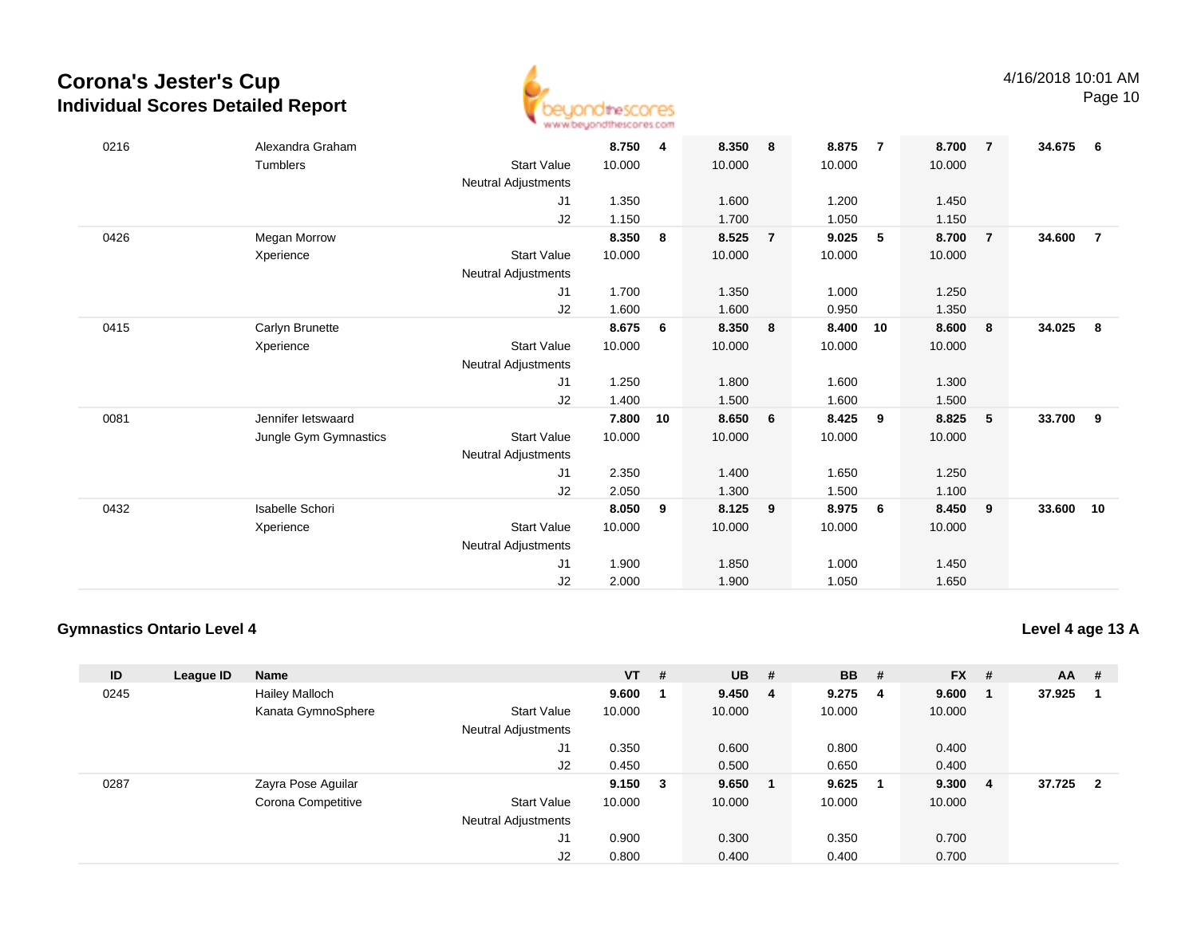# Corona's Jester's Cup
## Individual Scores Detailed Report

4/16/2018 10:01 AM

| ID | League ID | Name | | VT | # | UB | # | BB | # | FX | # | AA | # |
|---|---|---|---|---|---|---|---|---|---|---|---|---|---|
| 0216 | | Alexandra Graham | | **8.750** | **4** | **8.350** | **8** | **8.875** | **7** | **8.700** | **7** | **34.675** | **6** |
| | | Tumblers | Start Value | 10.000 | | 10.000 | | 10.000 | | 10.000 | | | |
| | | | Neutral Adjustments | | | | | | | | | | |
| | | | J1 | 1.350 | | 1.600 | | 1.200 | | 1.450 | | | |
| | | | J2 | 1.150 | | 1.700 | | 1.050 | | 1.150 | | | |
| 0426 | | Megan Morrow | | **8.350** | **8** | **8.525** | **7** | **9.025** | **5** | **8.700** | **7** | **34.600** | **7** |
| | | Xperience | Start Value | 10.000 | | 10.000 | | 10.000 | | 10.000 | | | |
| | | | Neutral Adjustments | | | | | | | | | | |
| | | | J1 | 1.700 | | 1.350 | | 1.000 | | 1.250 | | | |
| | | | J2 | 1.600 | | 1.600 | | 0.950 | | 1.350 | | | |
| 0415 | | Carlyn Brunette | | **8.675** | **6** | **8.350** | **8** | **8.400** | **10** | **8.600** | **8** | **34.025** | **8** |
| | | Xperience | Start Value | 10.000 | | 10.000 | | 10.000 | | 10.000 | | | |
| | | | Neutral Adjustments | | | | | | | | | | |
| | | | J1 | 1.250 | | 1.800 | | 1.600 | | 1.300 | | | |
| | | | J2 | 1.400 | | 1.500 | | 1.600 | | 1.500 | | | |
| 0081 | | Jennifer Ietswaard | | **7.800** | **10** | **8.650** | **6** | **8.425** | **9** | **8.825** | **5** | **33.700** | **9** |
| | | Jungle Gym Gymnastics | Start Value | 10.000 | | 10.000 | | 10.000 | | 10.000 | | | |
| | | | Neutral Adjustments | | | | | | | | | | |
| | | | J1 | 2.350 | | 1.400 | | 1.650 | | 1.250 | | | |
| | | | J2 | 2.050 | | 1.300 | | 1.500 | | 1.100 | | | |
| 0432 | | Isabelle Schori | | **8.050** | **9** | **8.125** | **9** | **8.975** | **6** | **8.450** | **9** | **33.600** | **10** |
| | | Xperience | Start Value | 10.000 | | 10.000 | | 10.000 | | 10.000 | | | |
| | | | Neutral Adjustments | | | | | | | | | | |
| | | | J1 | 1.900 | | 1.850 | | 1.000 | | 1.450 | | | |
| | | | J2 | 2.000 | | 1.900 | | 1.050 | | 1.650 | | | |

### Gymnastics Ontario Level 4

**Level 4 age 13 A**

| ID | League ID | Name | | VT | # | UB | # | BB | # | FX | # | AA | # |
|---|---|---|---|---|---|---|---|---|---|---|---|---|---|
| 0245 | | Hailey Malloch | | **9.600** | **1** | **9.450** | **4** | **9.275** | **4** | **9.600** | **1** | **37.925** | **1** |
| | | Kanata GymnoSphere | Start Value | 10.000 | | 10.000 | | 10.000 | | 10.000 | | | |
| | | | Neutral Adjustments | | | | | | | | | | |
| | | | J1 | 0.350 | | 0.600 | | 0.800 | | 0.400 | | | |
| | | | J2 | 0.450 | | 0.500 | | 0.650 | | 0.400 | | | |
| 0287 | | Zayra Pose Aguilar | | **9.150** | **3** | **9.650** | **1** | **9.625** | **1** | **9.300** | **4** | **37.725** | **2** |
| | | Corona Competitive | Start Value | 10.000 | | 10.000 | | 10.000 | | 10.000 | | | |
| | | | Neutral Adjustments | | | | | | | | | | |
| | | | J1 | 0.900 | | 0.300 | | 0.350 | | 0.700 | | | |
| | | | J2 | 0.800 | | 0.400 | | 0.400 | | 0.700 | | | |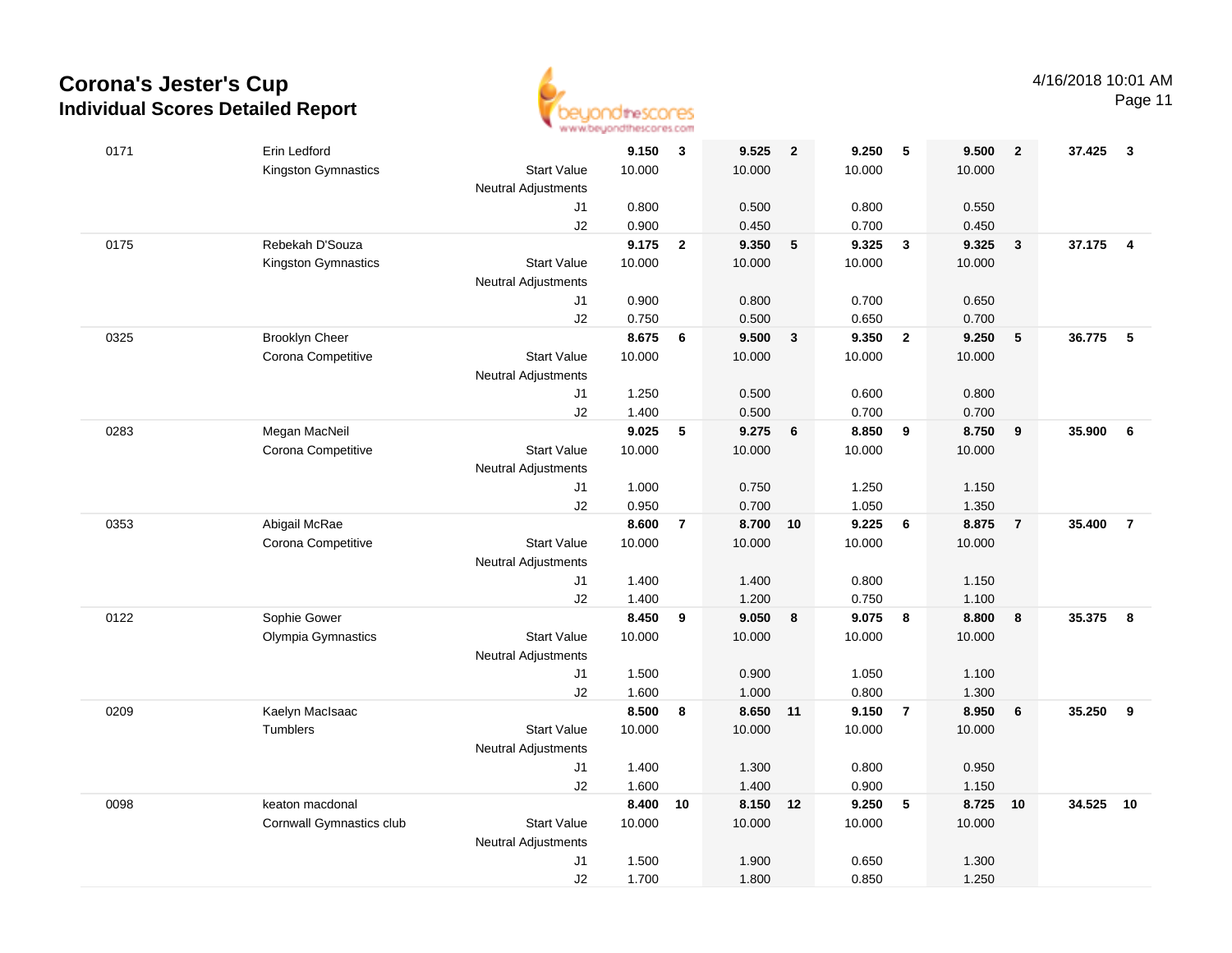# Corona's Jester's Cup
## Individual Scores Detailed Report

4/16/2018 10:01 AM

| # | Name / Club | | Score | Rank | Score | Rank | Score | Rank | Score | Rank | AA | Rank |
|---|---|---|---|---|---|---|---|---|---|---|---|---|
| 0171 | Erin Ledford | | **9.150** | **3** | **9.525** | **2** | **9.250** | **5** | **9.500** | **2** | **37.425** | **3** |
| | Kingston Gymnastics | Start Value | 10.000 | | 10.000 | | 10.000 | | 10.000 | | | |
| | | Neutral Adjustments | | | | | | | | | | |
| | | J1 | 0.800 | | 0.500 | | 0.800 | | 0.550 | | | |
| | | J2 | 0.900 | | 0.450 | | 0.700 | | 0.450 | | | |
| 0175 | Rebekah D'Souza | | **9.175** | **2** | **9.350** | **5** | **9.325** | **3** | **9.325** | **3** | **37.175** | **4** |
| | Kingston Gymnastics | Start Value | 10.000 | | 10.000 | | 10.000 | | 10.000 | | | |
| | | Neutral Adjustments | | | | | | | | | | |
| | | J1 | 0.900 | | 0.800 | | 0.700 | | 0.650 | | | |
| | | J2 | 0.750 | | 0.500 | | 0.650 | | 0.700 | | | |
| 0325 | Brooklyn Cheer | | **8.675** | **6** | **9.500** | **3** | **9.350** | **2** | **9.250** | **5** | **36.775** | **5** |
| | Corona Competitive | Start Value | 10.000 | | 10.000 | | 10.000 | | 10.000 | | | |
| | | Neutral Adjustments | | | | | | | | | | |
| | | J1 | 1.250 | | 0.500 | | 0.600 | | 0.800 | | | |
| | | J2 | 1.400 | | 0.500 | | 0.700 | | 0.700 | | | |
| 0283 | Megan MacNeil | | **9.025** | **5** | **9.275** | **6** | **8.850** | **9** | **8.750** | **9** | **35.900** | **6** |
| | Corona Competitive | Start Value | 10.000 | | 10.000 | | 10.000 | | 10.000 | | | |
| | | Neutral Adjustments | | | | | | | | | | |
| | | J1 | 1.000 | | 0.750 | | 1.250 | | 1.150 | | | |
| | | J2 | 0.950 | | 0.700 | | 1.050 | | 1.350 | | | |
| 0353 | Abigail McRae | | **8.600** | **7** | **8.700** | **10** | **9.225** | **6** | **8.875** | **7** | **35.400** | **7** |
| | Corona Competitive | Start Value | 10.000 | | 10.000 | | 10.000 | | 10.000 | | | |
| | | Neutral Adjustments | | | | | | | | | | |
| | | J1 | 1.400 | | 1.400 | | 0.800 | | 1.150 | | | |
| | | J2 | 1.400 | | 1.200 | | 0.750 | | 1.100 | | | |
| 0122 | Sophie Gower | | **8.450** | **9** | **9.050** | **8** | **9.075** | **8** | **8.800** | **8** | **35.375** | **8** |
| | Olympia Gymnastics | Start Value | 10.000 | | 10.000 | | 10.000 | | 10.000 | | | |
| | | Neutral Adjustments | | | | | | | | | | |
| | | J1 | 1.500 | | 0.900 | | 1.050 | | 1.100 | | | |
| | | J2 | 1.600 | | 1.000 | | 0.800 | | 1.300 | | | |
| 0209 | Kaelyn MacIsaac | | **8.500** | **8** | **8.650** | **11** | **9.150** | **7** | **8.950** | **6** | **35.250** | **9** |
| | Tumblers | Start Value | 10.000 | | 10.000 | | 10.000 | | 10.000 | | | |
| | | Neutral Adjustments | | | | | | | | | | |
| | | J1 | 1.400 | | 1.300 | | 0.800 | | 0.950 | | | |
| | | J2 | 1.600 | | 1.400 | | 0.900 | | 1.150 | | | |
| 0098 | keaton macdonal | | **8.400** | **10** | **8.150** | **12** | **9.250** | **5** | **8.725** | **10** | **34.525** | **10** |
| | Cornwall Gymnastics club | Start Value | 10.000 | | 10.000 | | 10.000 | | 10.000 | | | |
| | | Neutral Adjustments | | | | | | | | | | |
| | | J1 | 1.500 | | 1.900 | | 0.650 | | 1.300 | | | |
| | | J2 | 1.700 | | 1.800 | | 0.850 | | 1.250 | | | |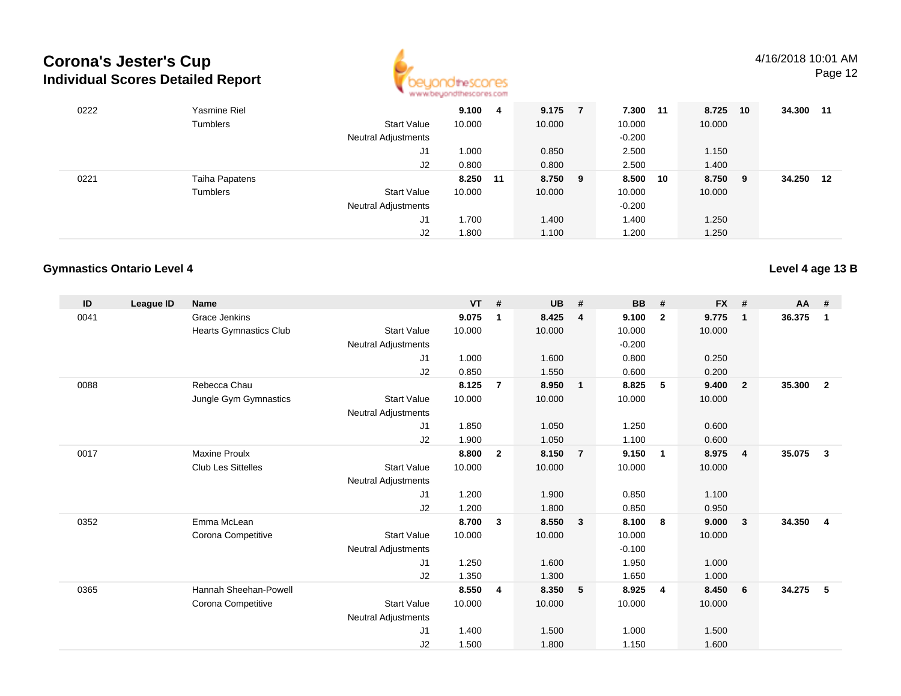# Corona's Jester's Cup
## Individual Scores Detailed Report

4/16/2018 10:01 AM

| ID | League ID | Name | | VT | # | UB | # | BB | # | FX | # | AA | # |
|---|---|---|---|---|---|---|---|---|---|---|---|---|---|
| 0222 | | Yasmine Riel | | 9.100 | 4 | 9.175 | 7 | 7.300 | 11 | 8.725 | 10 | 34.300 | 11 |
| | | Tumblers | Start Value | 10.000 | | 10.000 | | 10.000 | | 10.000 | | | |
| | | | Neutral Adjustments | | | | | -0.200 | | | | | |
| | | | J1 | 1.000 | | 0.850 | | 2.500 | | 1.150 | | | |
| | | | J2 | 0.800 | | 0.800 | | 2.500 | | 1.400 | | | |
| 0221 | | Taiha Papatens | | 8.250 | 11 | 8.750 | 9 | 8.500 | 10 | 8.750 | 9 | 34.250 | 12 |
| | | Tumblers | Start Value | 10.000 | | 10.000 | | 10.000 | | 10.000 | | | |
| | | | Neutral Adjustments | | | | | -0.200 | | | | | |
| | | | J1 | 1.700 | | 1.400 | | 1.400 | | 1.250 | | | |
| | | | J2 | 1.800 | | 1.100 | | 1.200 | | 1.250 | | | |

### Gymnastics Ontario Level 4

**Level 4 age 13 B**

| ID | League ID | Name | | VT | # | UB | # | BB | # | FX | # | AA | # |
|---|---|---|---|---|---|---|---|---|---|---|---|---|---|
| 0041 | | Grace Jenkins | | 9.075 | 1 | 8.425 | 4 | 9.100 | 2 | 9.775 | 1 | 36.375 | 1 |
| | | Hearts Gymnastics Club | Start Value | 10.000 | | 10.000 | | 10.000 | | 10.000 | | | |
| | | | Neutral Adjustments | | | | | -0.200 | | | | | |
| | | | J1 | 1.000 | | 1.600 | | 0.800 | | 0.250 | | | |
| | | | J2 | 0.850 | | 1.550 | | 0.600 | | 0.200 | | | |
| 0088 | | Rebecca Chau | | 8.125 | 7 | 8.950 | 1 | 8.825 | 5 | 9.400 | 2 | 35.300 | 2 |
| | | Jungle Gym Gymnastics | Start Value | 10.000 | | 10.000 | | 10.000 | | 10.000 | | | |
| | | | Neutral Adjustments | | | | | | | | | | |
| | | | J1 | 1.850 | | 1.050 | | 1.250 | | 0.600 | | | |
| | | | J2 | 1.900 | | 1.050 | | 1.100 | | 0.600 | | | |
| 0017 | | Maxine Proulx | | 8.800 | 2 | 8.150 | 7 | 9.150 | 1 | 8.975 | 4 | 35.075 | 3 |
| | | Club Les Sittelles | Start Value | 10.000 | | 10.000 | | 10.000 | | 10.000 | | | |
| | | | Neutral Adjustments | | | | | | | | | | |
| | | | J1 | 1.200 | | 1.900 | | 0.850 | | 1.100 | | | |
| | | | J2 | 1.200 | | 1.800 | | 0.850 | | 0.950 | | | |
| 0352 | | Emma McLean | | 8.700 | 3 | 8.550 | 3 | 8.100 | 8 | 9.000 | 3 | 34.350 | 4 |
| | | Corona Competitive | Start Value | 10.000 | | 10.000 | | 10.000 | | 10.000 | | | |
| | | | Neutral Adjustments | | | | | -0.100 | | | | | |
| | | | J1 | 1.250 | | 1.600 | | 1.950 | | 1.000 | | | |
| | | | J2 | 1.350 | | 1.300 | | 1.650 | | 1.000 | | | |
| 0365 | | Hannah Sheehan-Powell | | 8.550 | 4 | 8.350 | 5 | 8.925 | 4 | 8.450 | 6 | 34.275 | 5 |
| | | Corona Competitive | Start Value | 10.000 | | 10.000 | | 10.000 | | 10.000 | | | |
| | | | Neutral Adjustments | | | | | | | | | | |
| | | | J1 | 1.400 | | 1.500 | | 1.000 | | 1.500 | | | |
| | | | J2 | 1.500 | | 1.800 | | 1.150 | | 1.600 | | | |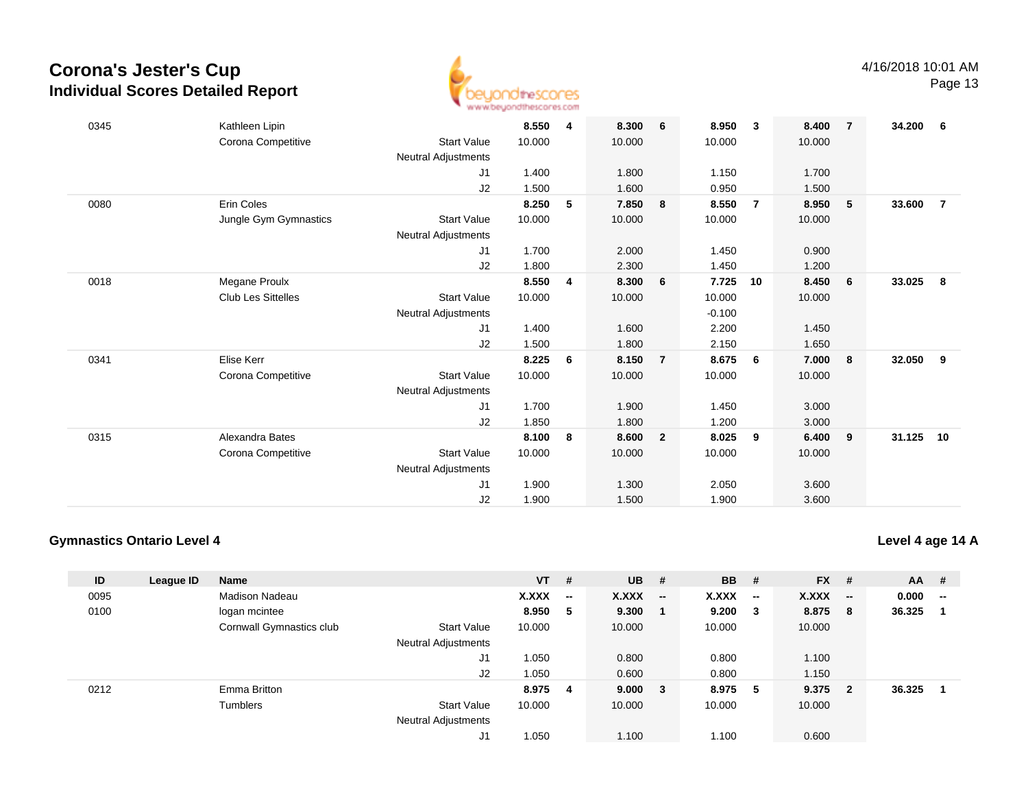# Corona's Jester's Cup
## Individual Scores Detailed Report

4/16/2018 10:01 AM

| ID | League ID | Name | | VT | # | UB | # | BB | # | FX | # | AA | # |
|---|---|---|---|---|---|---|---|---|---|---|---|---|---|
| 0345 | | Kathleen Lipin | | **8.550** | **4** | **8.300** | **6** | **8.950** | **3** | **8.400** | **7** | **34.200** | **6** |
| | | Corona Competitive | Start Value | 10.000 | | 10.000 | | 10.000 | | 10.000 | | | |
| | | | Neutral Adjustments | | | | | | | | | | |
| | | | J1 | 1.400 | | 1.800 | | 1.150 | | 1.700 | | | |
| | | | J2 | 1.500 | | 1.600 | | 0.950 | | 1.500 | | | |
| 0080 | | Erin Coles | | **8.250** | **5** | **7.850** | **8** | **8.550** | **7** | **8.950** | **5** | **33.600** | **7** |
| | | Jungle Gym Gymnastics | Start Value | 10.000 | | 10.000 | | 10.000 | | 10.000 | | | |
| | | | Neutral Adjustments | | | | | | | | | | |
| | | | J1 | 1.700 | | 2.000 | | 1.450 | | 0.900 | | | |
| | | | J2 | 1.800 | | 2.300 | | 1.450 | | 1.200 | | | |
| 0018 | | Megane Proulx | | **8.550** | **4** | **8.300** | **6** | **7.725** | **10** | **8.450** | **6** | **33.025** | **8** |
| | | Club Les Sittelles | Start Value | 10.000 | | 10.000 | | 10.000 | | 10.000 | | | |
| | | | Neutral Adjustments | | | | | -0.100 | | | | | |
| | | | J1 | 1.400 | | 1.600 | | 2.200 | | 1.450 | | | |
| | | | J2 | 1.500 | | 1.800 | | 2.150 | | 1.650 | | | |
| 0341 | | Elise Kerr | | **8.225** | **6** | **8.150** | **7** | **8.675** | **6** | **7.000** | **8** | **32.050** | **9** |
| | | Corona Competitive | Start Value | 10.000 | | 10.000 | | 10.000 | | 10.000 | | | |
| | | | Neutral Adjustments | | | | | | | | | | |
| | | | J1 | 1.700 | | 1.900 | | 1.450 | | 3.000 | | | |
| | | | J2 | 1.850 | | 1.800 | | 1.200 | | 3.000 | | | |
| 0315 | | Alexandra Bates | | **8.100** | **8** | **8.600** | **2** | **8.025** | **9** | **6.400** | **9** | **31.125** | **10** |
| | | Corona Competitive | Start Value | 10.000 | | 10.000 | | 10.000 | | 10.000 | | | |
| | | | Neutral Adjustments | | | | | | | | | | |
| | | | J1 | 1.900 | | 1.300 | | 2.050 | | 3.600 | | | |
| | | | J2 | 1.900 | | 1.500 | | 1.900 | | 3.600 | | | |

### Gymnastics Ontario Level 4

**Level 4 age 14 A**

| ID | League ID | Name | | VT | # | UB | # | BB | # | FX | # | AA | # |
|---|---|---|---|---|---|---|---|---|---|---|---|---|---|
| 0095 | | Madison Nadeau | | **X.XXX** | **--** | **X.XXX** | **--** | **X.XXX** | **--** | **X.XXX** | **--** | **0.000** | **--** |
| 0100 | | logan mcintee | | **8.950** | **5** | **9.300** | **1** | **9.200** | **3** | **8.875** | **8** | **36.325** | **1** |
| | | Cornwall Gymnastics club | Start Value | 10.000 | | 10.000 | | 10.000 | | 10.000 | | | |
| | | | Neutral Adjustments | | | | | | | | | | |
| | | | J1 | 1.050 | | 0.800 | | 0.800 | | 1.100 | | | |
| | | | J2 | 1.050 | | 0.600 | | 0.800 | | 1.150 | | | |
| 0212 | | Emma Britton | | **8.975** | **4** | **9.000** | **3** | **8.975** | **5** | **9.375** | **2** | **36.325** | **1** |
| | | Tumblers | Start Value | 10.000 | | 10.000 | | 10.000 | | 10.000 | | | |
| | | | Neutral Adjustments | | | | | | | | | | |
| | | | J1 | 1.050 | | 1.100 | | 1.100 | | 0.600 | | | |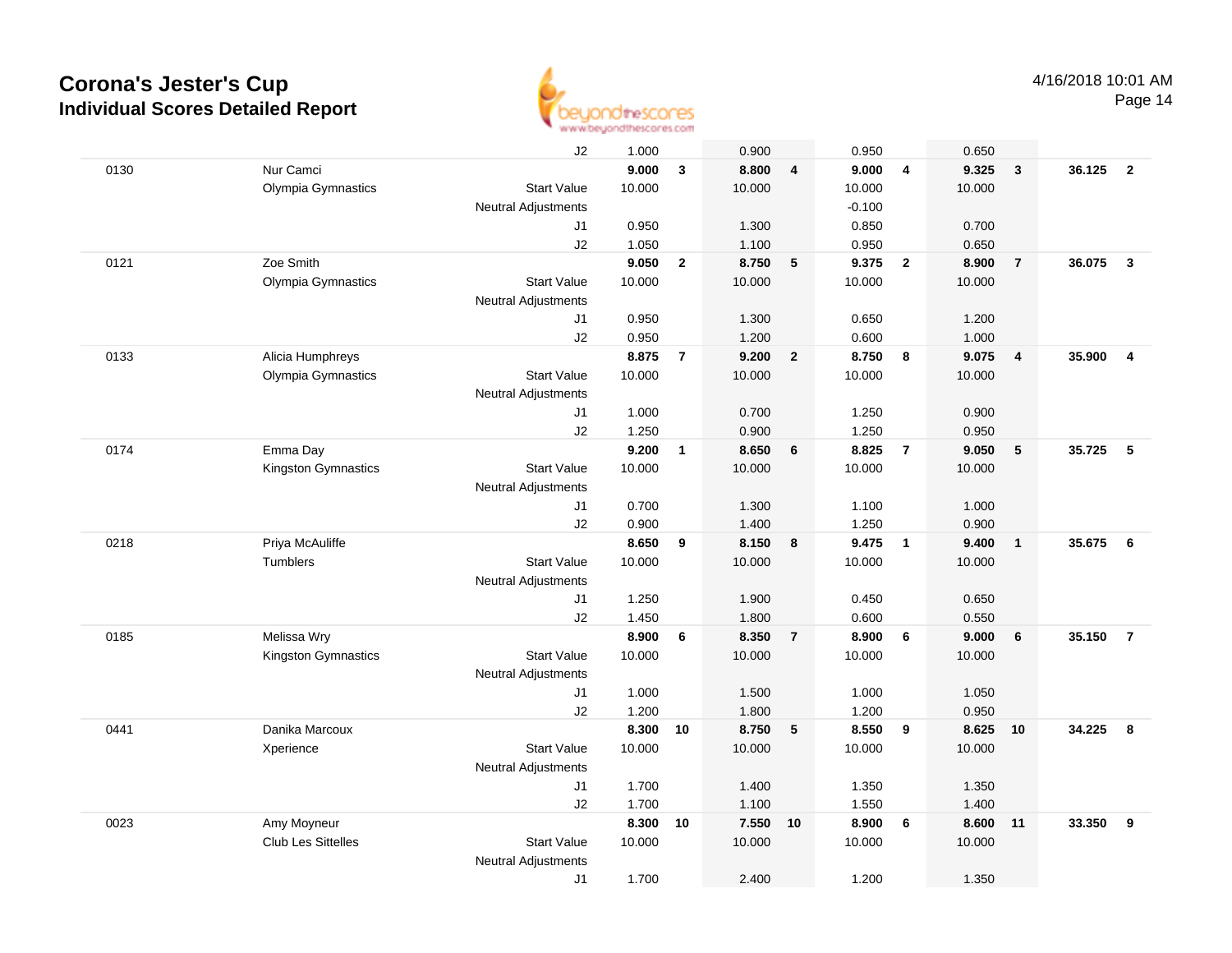# Corona's Jester's Cup
## Individual Scores Detailed Report

4/16/2018 10:01 AM

| | | | | | | | | | | | | |
|---|---|---|---|---|---|---|---|---|---|---|---|---|
| | | J2 | 1.000 | | 0.900 | | 0.950 | | 0.650 | | | |
| 0130 | Nur Camci | | **9.000** | **3** | **8.800** | **4** | **9.000** | **4** | **9.325** | **3** | **36.125** | **2** |
| | Olympia Gymnastics | Start Value | 10.000 | | 10.000 | | 10.000 | | 10.000 | | | |
| | | Neutral Adjustments | | | | | -0.100 | | | | | |
| | | J1 | 0.950 | | 1.300 | | 0.850 | | 0.700 | | | |
| | | J2 | 1.050 | | 1.100 | | 0.950 | | 0.650 | | | |
| 0121 | Zoe Smith | | **9.050** | **2** | **8.750** | **5** | **9.375** | **2** | **8.900** | **7** | **36.075** | **3** |
| | Olympia Gymnastics | Start Value | 10.000 | | 10.000 | | 10.000 | | 10.000 | | | |
| | | Neutral Adjustments | | | | | | | | | | |
| | | J1 | 0.950 | | 1.300 | | 0.650 | | 1.200 | | | |
| | | J2 | 0.950 | | 1.200 | | 0.600 | | 1.000 | | | |
| 0133 | Alicia Humphreys | | **8.875** | **7** | **9.200** | **2** | **8.750** | **8** | **9.075** | **4** | **35.900** | **4** |
| | Olympia Gymnastics | Start Value | 10.000 | | 10.000 | | 10.000 | | 10.000 | | | |
| | | Neutral Adjustments | | | | | | | | | | |
| | | J1 | 1.000 | | 0.700 | | 1.250 | | 0.900 | | | |
| | | J2 | 1.250 | | 0.900 | | 1.250 | | 0.950 | | | |
| 0174 | Emma Day | | **9.200** | **1** | **8.650** | **6** | **8.825** | **7** | **9.050** | **5** | **35.725** | **5** |
| | Kingston Gymnastics | Start Value | 10.000 | | 10.000 | | 10.000 | | 10.000 | | | |
| | | Neutral Adjustments | | | | | | | | | | |
| | | J1 | 0.700 | | 1.300 | | 1.100 | | 1.000 | | | |
| | | J2 | 0.900 | | 1.400 | | 1.250 | | 0.900 | | | |
| 0218 | Priya McAuliffe | | **8.650** | **9** | **8.150** | **8** | **9.475** | **1** | **9.400** | **1** | **35.675** | **6** |
| | Tumblers | Start Value | 10.000 | | 10.000 | | 10.000 | | 10.000 | | | |
| | | Neutral Adjustments | | | | | | | | | | |
| | | J1 | 1.250 | | 1.900 | | 0.450 | | 0.650 | | | |
| | | J2 | 1.450 | | 1.800 | | 0.600 | | 0.550 | | | |
| 0185 | Melissa Wry | | **8.900** | **6** | **8.350** | **7** | **8.900** | **6** | **9.000** | **6** | **35.150** | **7** |
| | Kingston Gymnastics | Start Value | 10.000 | | 10.000 | | 10.000 | | 10.000 | | | |
| | | Neutral Adjustments | | | | | | | | | | |
| | | J1 | 1.000 | | 1.500 | | 1.000 | | 1.050 | | | |
| | | J2 | 1.200 | | 1.800 | | 1.200 | | 0.950 | | | |
| 0441 | Danika Marcoux | | **8.300** | **10** | **8.750** | **5** | **8.550** | **9** | **8.625** | **10** | **34.225** | **8** |
| | Xperience | Start Value | 10.000 | | 10.000 | | 10.000 | | 10.000 | | | |
| | | Neutral Adjustments | | | | | | | | | | |
| | | J1 | 1.700 | | 1.400 | | 1.350 | | 1.350 | | | |
| | | J2 | 1.700 | | 1.100 | | 1.550 | | 1.400 | | | |
| 0023 | Amy Moyneur | | **8.300** | **10** | **7.550** | **10** | **8.900** | **6** | **8.600** | **11** | **33.350** | **9** |
| | Club Les Sittelles | Start Value | 10.000 | | 10.000 | | 10.000 | | 10.000 | | | |
| | | Neutral Adjustments | | | | | | | | | | |
| | | J1 | 1.700 | | 2.400 | | 1.200 | | 1.350 | | | |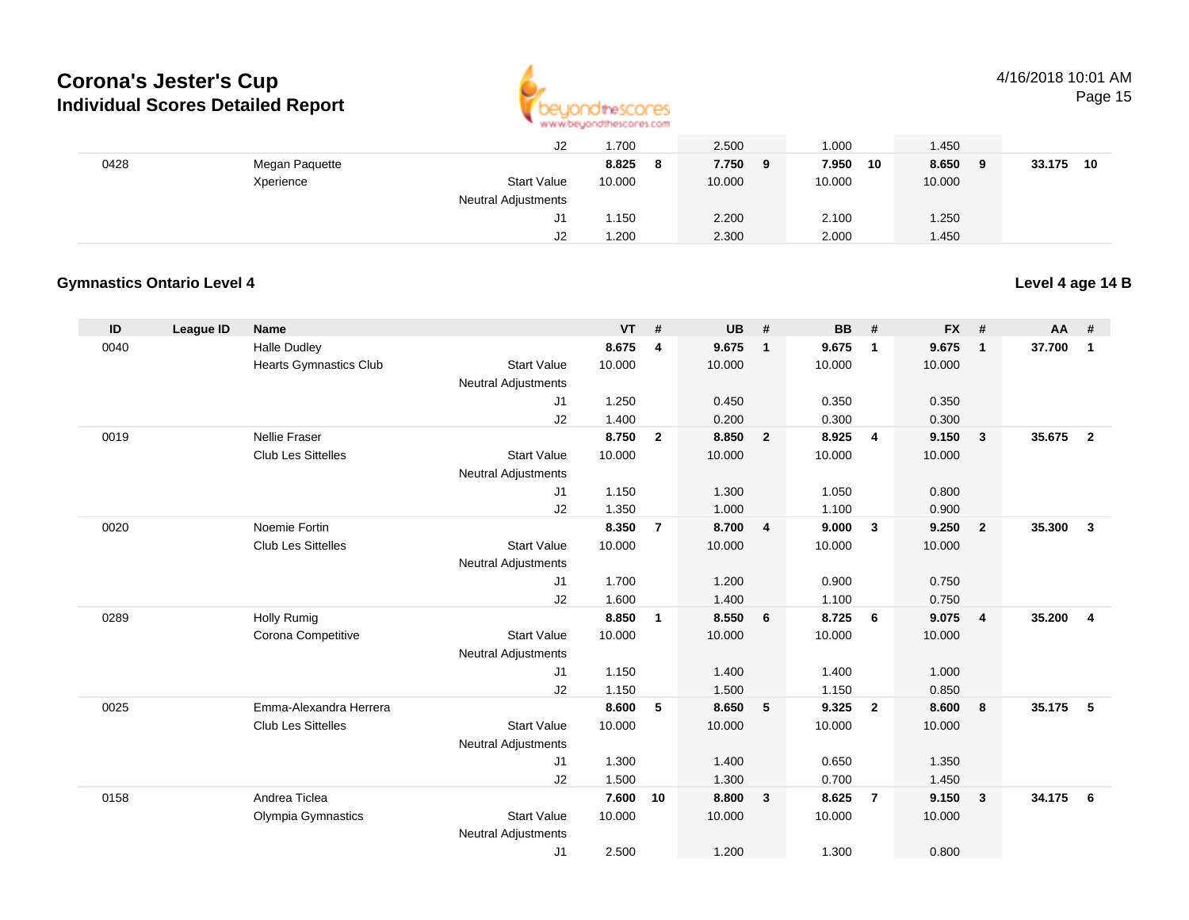# Corona's Jester's Cup
## Individual Scores Detailed Report

4/16/2018 10:01 AM

| ID | League ID | Name | | VT | # | UB | # | BB | # | FX | # | AA | # |
|---|---|---|---|---|---|---|---|---|---|---|---|---|---|
| | | | J2 | 1.700 | | 2.500 | | 1.000 | | 1.450 | | | |
| 0428 | | Megan Paquette | | **8.825** | **8** | **7.750** | **9** | **7.950** | **10** | **8.650** | **9** | **33.175** | **10** |
| | | Xperience | Start Value | 10.000 | | 10.000 | | 10.000 | | 10.000 | | | |
| | | | Neutral Adjustments | | | | | | | | | | |
| | | | J1 | 1.150 | | 2.200 | | 2.100 | | 1.250 | | | |
| | | | J2 | 1.200 | | 2.300 | | 2.000 | | 1.450 | | | |

### Gymnastics Ontario Level 4

**Level 4 age 14 B**

| ID | League ID | Name | | VT | # | UB | # | BB | # | FX | # | AA | # |
|---|---|---|---|---|---|---|---|---|---|---|---|---|---|
| 0040 | | Halle Dudley | | **8.675** | **4** | **9.675** | **1** | **9.675** | **1** | **9.675** | **1** | **37.700** | **1** |
| | | Hearts Gymnastics Club | Start Value | 10.000 | | 10.000 | | 10.000 | | 10.000 | | | |
| | | | Neutral Adjustments | | | | | | | | | | |
| | | | J1 | 1.250 | | 0.450 | | 0.350 | | 0.350 | | | |
| | | | J2 | 1.400 | | 0.200 | | 0.300 | | 0.300 | | | |
| 0019 | | Nellie Fraser | | **8.750** | **2** | **8.850** | **2** | **8.925** | **4** | **9.150** | **3** | **35.675** | **2** |
| | | Club Les Sittelles | Start Value | 10.000 | | 10.000 | | 10.000 | | 10.000 | | | |
| | | | Neutral Adjustments | | | | | | | | | | |
| | | | J1 | 1.150 | | 1.300 | | 1.050 | | 0.800 | | | |
| | | | J2 | 1.350 | | 1.000 | | 1.100 | | 0.900 | | | |
| 0020 | | Noemie Fortin | | **8.350** | **7** | **8.700** | **4** | **9.000** | **3** | **9.250** | **2** | **35.300** | **3** |
| | | Club Les Sittelles | Start Value | 10.000 | | 10.000 | | 10.000 | | 10.000 | | | |
| | | | Neutral Adjustments | | | | | | | | | | |
| | | | J1 | 1.700 | | 1.200 | | 0.900 | | 0.750 | | | |
| | | | J2 | 1.600 | | 1.400 | | 1.100 | | 0.750 | | | |
| 0289 | | Holly Rumig | | **8.850** | **1** | **8.550** | **6** | **8.725** | **6** | **9.075** | **4** | **35.200** | **4** |
| | | Corona Competitive | Start Value | 10.000 | | 10.000 | | 10.000 | | 10.000 | | | |
| | | | Neutral Adjustments | | | | | | | | | | |
| | | | J1 | 1.150 | | 1.400 | | 1.400 | | 1.000 | | | |
| | | | J2 | 1.150 | | 1.500 | | 1.150 | | 0.850 | | | |
| 0025 | | Emma-Alexandra Herrera | | **8.600** | **5** | **8.650** | **5** | **9.325** | **2** | **8.600** | **8** | **35.175** | **5** |
| | | Club Les Sittelles | Start Value | 10.000 | | 10.000 | | 10.000 | | 10.000 | | | |
| | | | Neutral Adjustments | | | | | | | | | | |
| | | | J1 | 1.300 | | 1.400 | | 0.650 | | 1.350 | | | |
| | | | J2 | 1.500 | | 1.300 | | 0.700 | | 1.450 | | | |
| 0158 | | Andrea Ticlea | | **7.600** | **10** | **8.800** | **3** | **8.625** | **7** | **9.150** | **3** | **34.175** | **6** |
| | | Olympia Gymnastics | Start Value | 10.000 | | 10.000 | | 10.000 | | 10.000 | | | |
| | | | Neutral Adjustments | | | | | | | | | | |
| | | | J1 | 2.500 | | 1.200 | | 1.300 | | 0.800 | | | |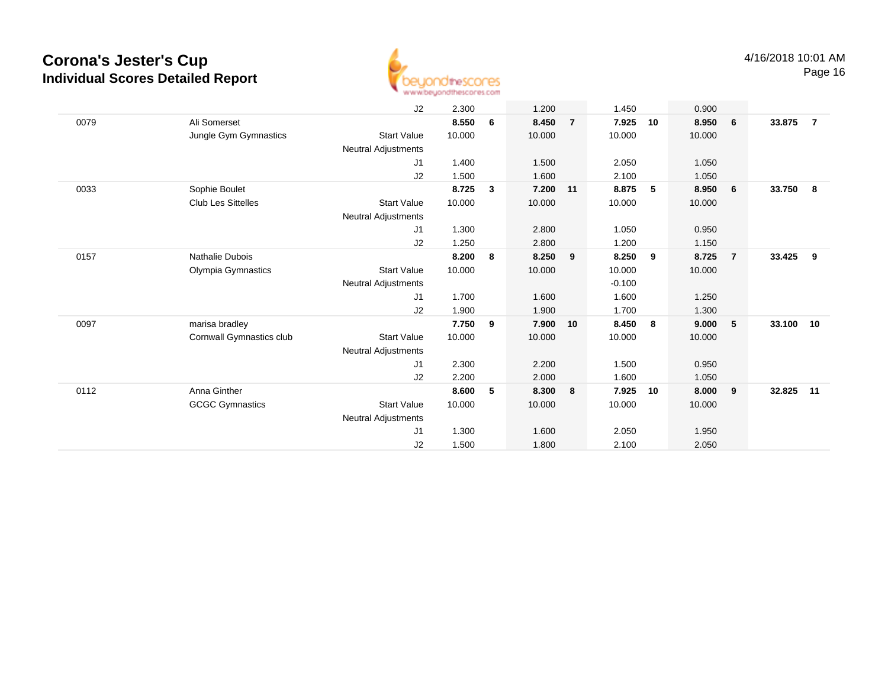# Corona's Jester's Cup
## Individual Scores Detailed Report

| | | | | | | | | | | | | |
|---|---|---|---|---|---|---|---|---|---|---|---|---|
| | | J2 | 2.300 | | 1.200 | | 1.450 | | 0.900 | | | |
| 0079 | Ali Somerset | | **8.550** | **6** | **8.450** | **7** | **7.925** | **10** | **8.950** | **6** | **33.875** | **7** |
| | Jungle Gym Gymnastics | Start Value | 10.000 | | 10.000 | | 10.000 | | 10.000 | | | |
| | | Neutral Adjustments | | | | | | | | | | |
| | | J1 | 1.400 | | 1.500 | | 2.050 | | 1.050 | | | |
| | | J2 | 1.500 | | 1.600 | | 2.100 | | 1.050 | | | |
| 0033 | Sophie Boulet | | **8.725** | **3** | **7.200** | **11** | **8.875** | **5** | **8.950** | **6** | **33.750** | **8** |
| | Club Les Sittelles | Start Value | 10.000 | | 10.000 | | 10.000 | | 10.000 | | | |
| | | Neutral Adjustments | | | | | | | | | | |
| | | J1 | 1.300 | | 2.800 | | 1.050 | | 0.950 | | | |
| | | J2 | 1.250 | | 2.800 | | 1.200 | | 1.150 | | | |
| 0157 | Nathalie Dubois | | **8.200** | **8** | **8.250** | **9** | **8.250** | **9** | **8.725** | **7** | **33.425** | **9** |
| | Olympia Gymnastics | Start Value | 10.000 | | 10.000 | | 10.000 | | 10.000 | | | |
| | | Neutral Adjustments | | | | | -0.100 | | | | | |
| | | J1 | 1.700 | | 1.600 | | 1.600 | | 1.250 | | | |
| | | J2 | 1.900 | | 1.900 | | 1.700 | | 1.300 | | | |
| 0097 | marisa bradley | | **7.750** | **9** | **7.900** | **10** | **8.450** | **8** | **9.000** | **5** | **33.100** | **10** |
| | Cornwall Gymnastics club | Start Value | 10.000 | | 10.000 | | 10.000 | | 10.000 | | | |
| | | Neutral Adjustments | | | | | | | | | | |
| | | J1 | 2.300 | | 2.200 | | 1.500 | | 0.950 | | | |
| | | J2 | 2.200 | | 2.000 | | 1.600 | | 1.050 | | | |
| 0112 | Anna Ginther | | **8.600** | **5** | **8.300** | **8** | **7.925** | **10** | **8.000** | **9** | **32.825** | **11** |
| | GCGC Gymnastics | Start Value | 10.000 | | 10.000 | | 10.000 | | 10.000 | | | |
| | | Neutral Adjustments | | | | | | | | | | |
| | | J1 | 1.300 | | 1.600 | | 2.050 | | 1.950 | | | |
| | | J2 | 1.500 | | 1.800 | | 2.100 | | 2.050 | | | |